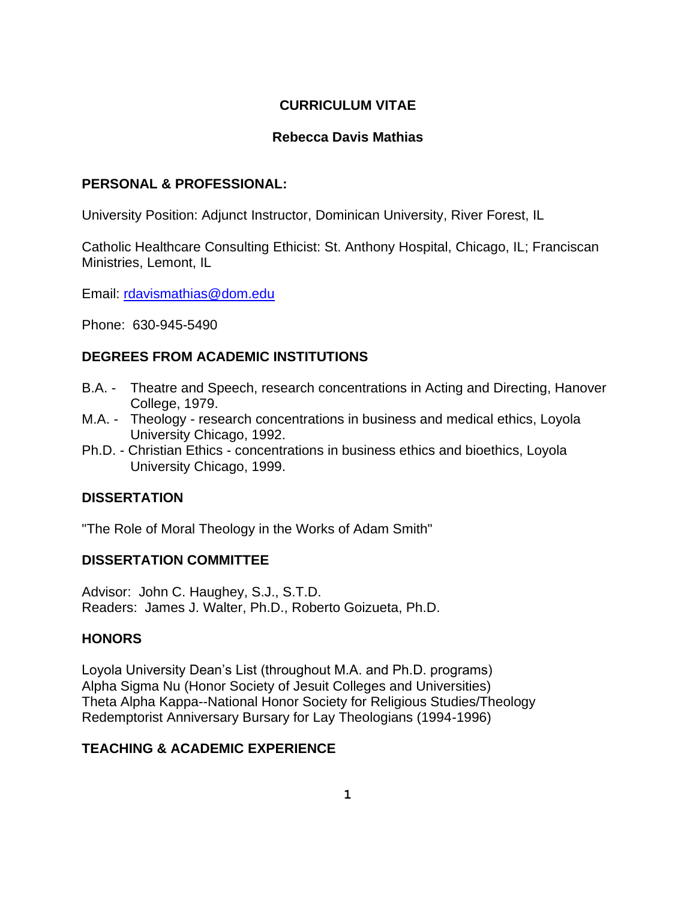# CURRICULUM VITAE

## Rebecca Davis Mathias

### PERSONAL & PROFESSIONAL:

University Position: Adjunct Instructor, Dominican University, River Forest, IL

Catholic Healthcare Consulting Ethicist: St. Anthony Hospital, Chicago, IL; Franciscan Ministries, Lemont, IL

Email: rdavismathias@dom.edu

Phone: 630-945-5490

### DEGREES FROM ACADEMIC INSTITUTIONS

- B.A. - Theatre and Speech, research concentrations in Acting and Directing, Hanover College, 1979.
- M.A. - Theology - research concentrations in business and medical ethics, Loyola University Chicago, 1992.
- Ph.D. - Christian Ethics - concentrations in business ethics and bioethics, Loyola University Chicago, 1999.

### DISSERTATION

"The Role of Moral Theology in the Works of Adam Smith"

### DISSERTATION COMMITTEE

Advisor: John C. Haughey, S.J., S.T.D.
Readers: James J. Walter, Ph.D., Roberto Goizueta, Ph.D.

### HONORS

Loyola University Dean's List (throughout M.A. and Ph.D. programs)
Alpha Sigma Nu (Honor Society of Jesuit Colleges and Universities)
Theta Alpha Kappa--National Honor Society for Religious Studies/Theology
Redemptorist Anniversary Bursary for Lay Theologians (1994-1996)

### TEACHING & ACADEMIC EXPERIENCE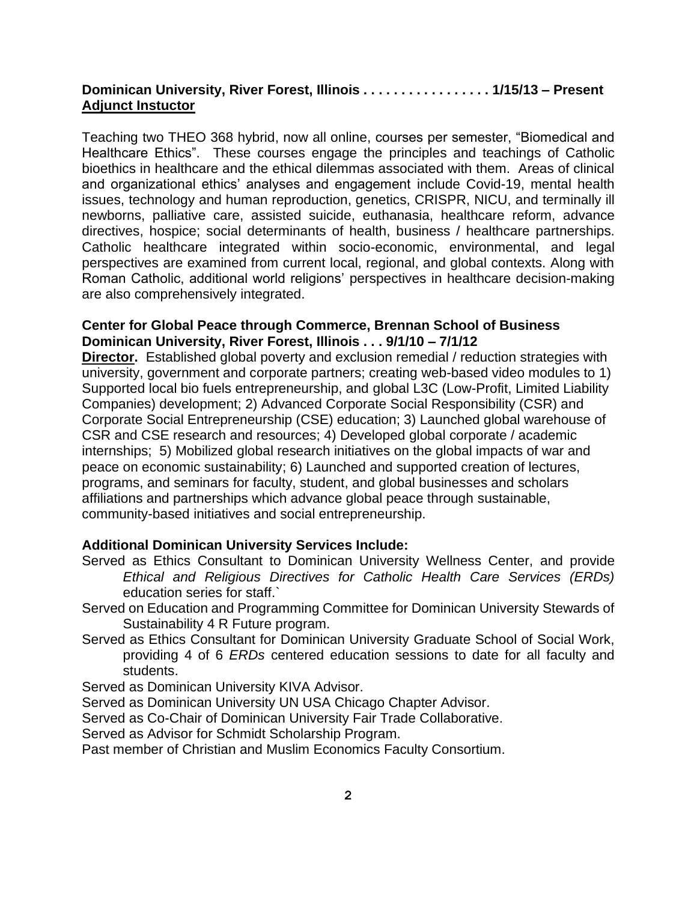**Dominican University, River Forest, Illinois . . . . . . . . . . . . . . . . . 1/15/13 – Present**
**Adjunct Instuctor**

Teaching two THEO 368 hybrid, now all online, courses per semester, "Biomedical and Healthcare Ethics". These courses engage the principles and teachings of Catholic bioethics in healthcare and the ethical dilemmas associated with them. Areas of clinical and organizational ethics' analyses and engagement include Covid-19, mental health issues, technology and human reproduction, genetics, CRISPR, NICU, and terminally ill newborns, palliative care, assisted suicide, euthanasia, healthcare reform, advance directives, hospice; social determinants of health, business / healthcare partnerships. Catholic healthcare integrated within socio-economic, environmental, and legal perspectives are examined from current local, regional, and global contexts. Along with Roman Catholic, additional world religions' perspectives in healthcare decision-making are also comprehensively integrated.

**Center for Global Peace through Commerce, Brennan School of Business**
**Dominican University, River Forest, Illinois . . . 9/1/10 – 7/1/12**

**Director.** Established global poverty and exclusion remedial / reduction strategies with university, government and corporate partners; creating web-based video modules to 1) Supported local bio fuels entrepreneurship, and global L3C (Low-Profit, Limited Liability Companies) development; 2) Advanced Corporate Social Responsibility (CSR) and Corporate Social Entrepreneurship (CSE) education; 3) Launched global warehouse of CSR and CSE research and resources; 4) Developed global corporate / academic internships; 5) Mobilized global research initiatives on the global impacts of war and peace on economic sustainability; 6) Launched and supported creation of lectures, programs, and seminars for faculty, student, and global businesses and scholars affiliations and partnerships which advance global peace through sustainable, community-based initiatives and social entrepreneurship.

**Additional Dominican University Services Include:**

Served as Ethics Consultant to Dominican University Wellness Center, and provide *Ethical and Religious Directives for Catholic Health Care Services (ERDs)* education series for staff.`

Served on Education and Programming Committee for Dominican University Stewards of Sustainability 4 R Future program.

Served as Ethics Consultant for Dominican University Graduate School of Social Work, providing 4 of 6 *ERDs* centered education sessions to date for all faculty and students.

Served as Dominican University KIVA Advisor.

Served as Dominican University UN USA Chicago Chapter Advisor.

Served as Co-Chair of Dominican University Fair Trade Collaborative.

Served as Advisor for Schmidt Scholarship Program.

Past member of Christian and Muslim Economics Faculty Consortium.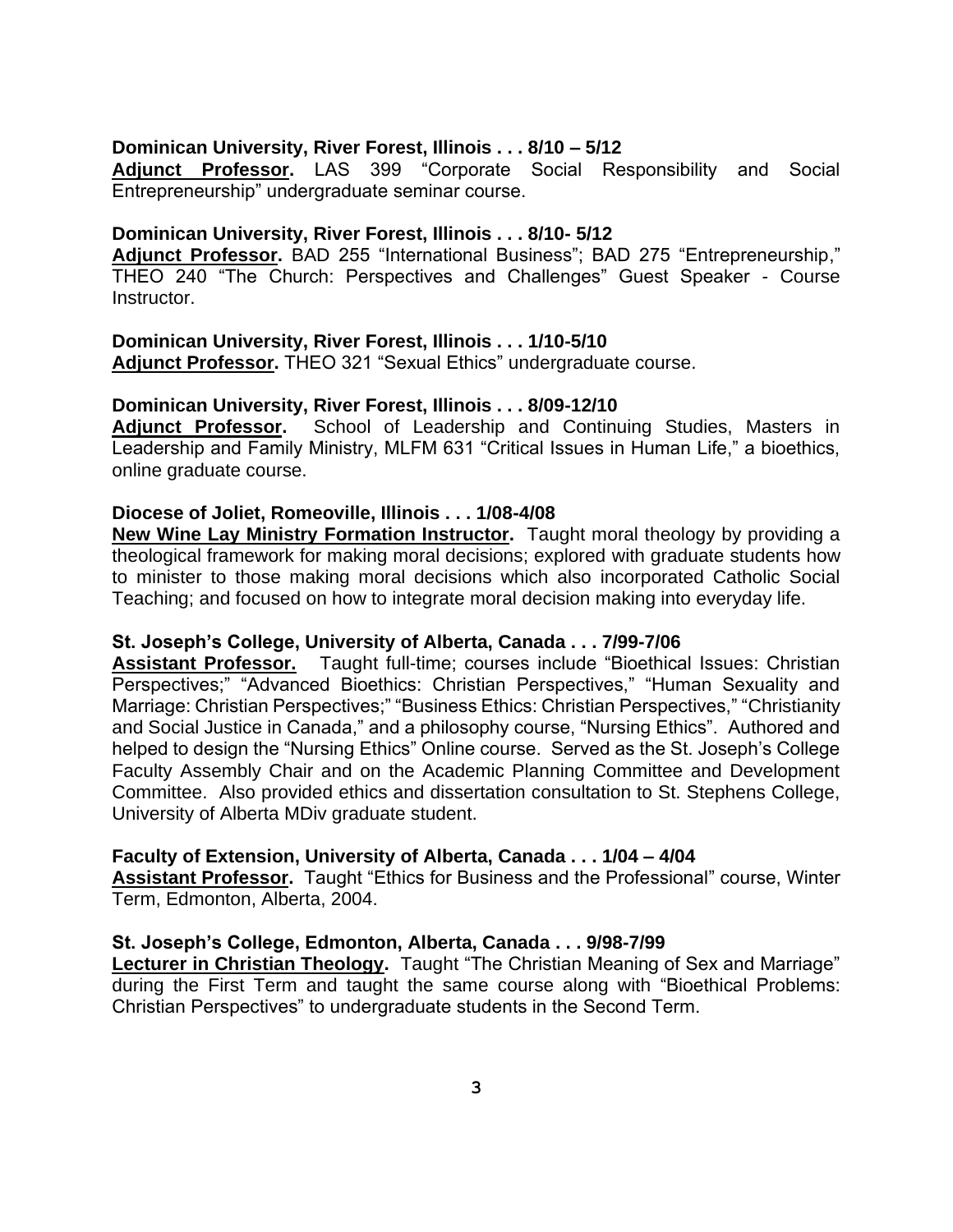**Dominican University, River Forest, Illinois . . . 8/10 – 5/12**
**Adjunct Professor.** LAS 399 "Corporate Social Responsibility and Social Entrepreneurship" undergraduate seminar course.

**Dominican University, River Forest, Illinois . . . 8/10- 5/12**
**Adjunct Professor.** BAD 255 "International Business"; BAD 275 "Entrepreneurship," THEO 240 "The Church: Perspectives and Challenges" Guest Speaker - Course Instructor.

**Dominican University, River Forest, Illinois . . . 1/10-5/10**
**Adjunct Professor.** THEO 321 "Sexual Ethics" undergraduate course.

**Dominican University, River Forest, Illinois . . . 8/09-12/10**
**Adjunct Professor.** School of Leadership and Continuing Studies, Masters in Leadership and Family Ministry, MLFM 631 "Critical Issues in Human Life," a bioethics, online graduate course.

**Diocese of Joliet, Romeoville, Illinois . . . 1/08-4/08**
**New Wine Lay Ministry Formation Instructor.** Taught moral theology by providing a theological framework for making moral decisions; explored with graduate students how to minister to those making moral decisions which also incorporated Catholic Social Teaching; and focused on how to integrate moral decision making into everyday life.

**St. Joseph's College, University of Alberta, Canada . . . 7/99-7/06**
**Assistant Professor.** Taught full-time; courses include "Bioethical Issues: Christian Perspectives;" "Advanced Bioethics: Christian Perspectives," "Human Sexuality and Marriage: Christian Perspectives;" "Business Ethics: Christian Perspectives," "Christianity and Social Justice in Canada," and a philosophy course, "Nursing Ethics". Authored and helped to design the "Nursing Ethics" Online course. Served as the St. Joseph's College Faculty Assembly Chair and on the Academic Planning Committee and Development Committee. Also provided ethics and dissertation consultation to St. Stephens College, University of Alberta MDiv graduate student.

**Faculty of Extension, University of Alberta, Canada . . . 1/04 – 4/04**
**Assistant Professor.** Taught "Ethics for Business and the Professional" course, Winter Term, Edmonton, Alberta, 2004.

**St. Joseph's College, Edmonton, Alberta, Canada . . . 9/98-7/99**
**Lecturer in Christian Theology.** Taught "The Christian Meaning of Sex and Marriage" during the First Term and taught the same course along with "Bioethical Problems: Christian Perspectives" to undergraduate students in the Second Term.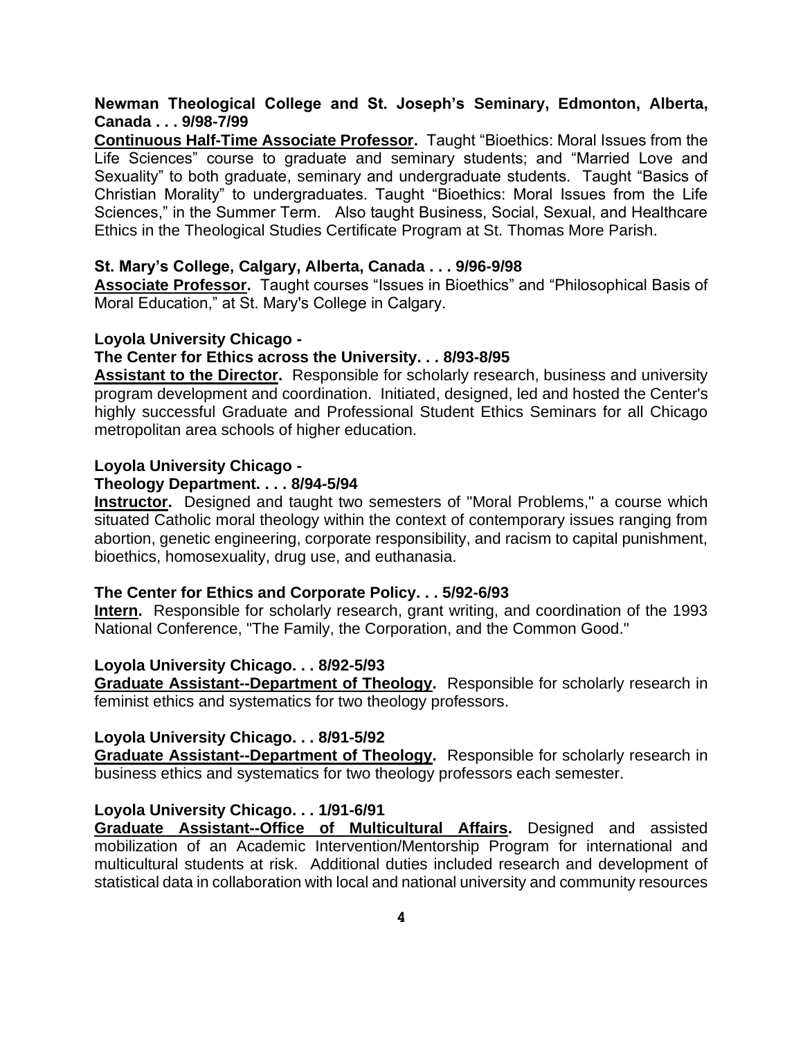**Newman Theological College and St. Joseph's Seminary, Edmonton, Alberta, Canada . . . 9/98-7/99**

**Continuous Half-Time Associate Professor.** Taught "Bioethics: Moral Issues from the Life Sciences" course to graduate and seminary students; and "Married Love and Sexuality" to both graduate, seminary and undergraduate students. Taught "Basics of Christian Morality" to undergraduates. Taught "Bioethics: Moral Issues from the Life Sciences," in the Summer Term. Also taught Business, Social, Sexual, and Healthcare Ethics in the Theological Studies Certificate Program at St. Thomas More Parish.

**St. Mary's College, Calgary, Alberta, Canada . . . 9/96-9/98**

**Associate Professor.** Taught courses "Issues in Bioethics" and "Philosophical Basis of Moral Education," at St. Mary's College in Calgary.

**Loyola University Chicago -**
**The Center for Ethics across the University. . . 8/93-8/95**

**Assistant to the Director.** Responsible for scholarly research, business and university program development and coordination. Initiated, designed, led and hosted the Center's highly successful Graduate and Professional Student Ethics Seminars for all Chicago metropolitan area schools of higher education.

**Loyola University Chicago -**
**Theology Department. . . . 8/94-5/94**

**Instructor.** Designed and taught two semesters of "Moral Problems," a course which situated Catholic moral theology within the context of contemporary issues ranging from abortion, genetic engineering, corporate responsibility, and racism to capital punishment, bioethics, homosexuality, drug use, and euthanasia.

**The Center for Ethics and Corporate Policy. . . 5/92-6/93**

**Intern.** Responsible for scholarly research, grant writing, and coordination of the 1993 National Conference, "The Family, the Corporation, and the Common Good."

**Loyola University Chicago. . . 8/92-5/93**

**Graduate Assistant--Department of Theology.** Responsible for scholarly research in feminist ethics and systematics for two theology professors.

**Loyola University Chicago. . . 8/91-5/92**

**Graduate Assistant--Department of Theology.** Responsible for scholarly research in business ethics and systematics for two theology professors each semester.

**Loyola University Chicago. . . 1/91-6/91**

**Graduate Assistant--Office of Multicultural Affairs.** Designed and assisted mobilization of an Academic Intervention/Mentorship Program for international and multicultural students at risk. Additional duties included research and development of statistical data in collaboration with local and national university and community resources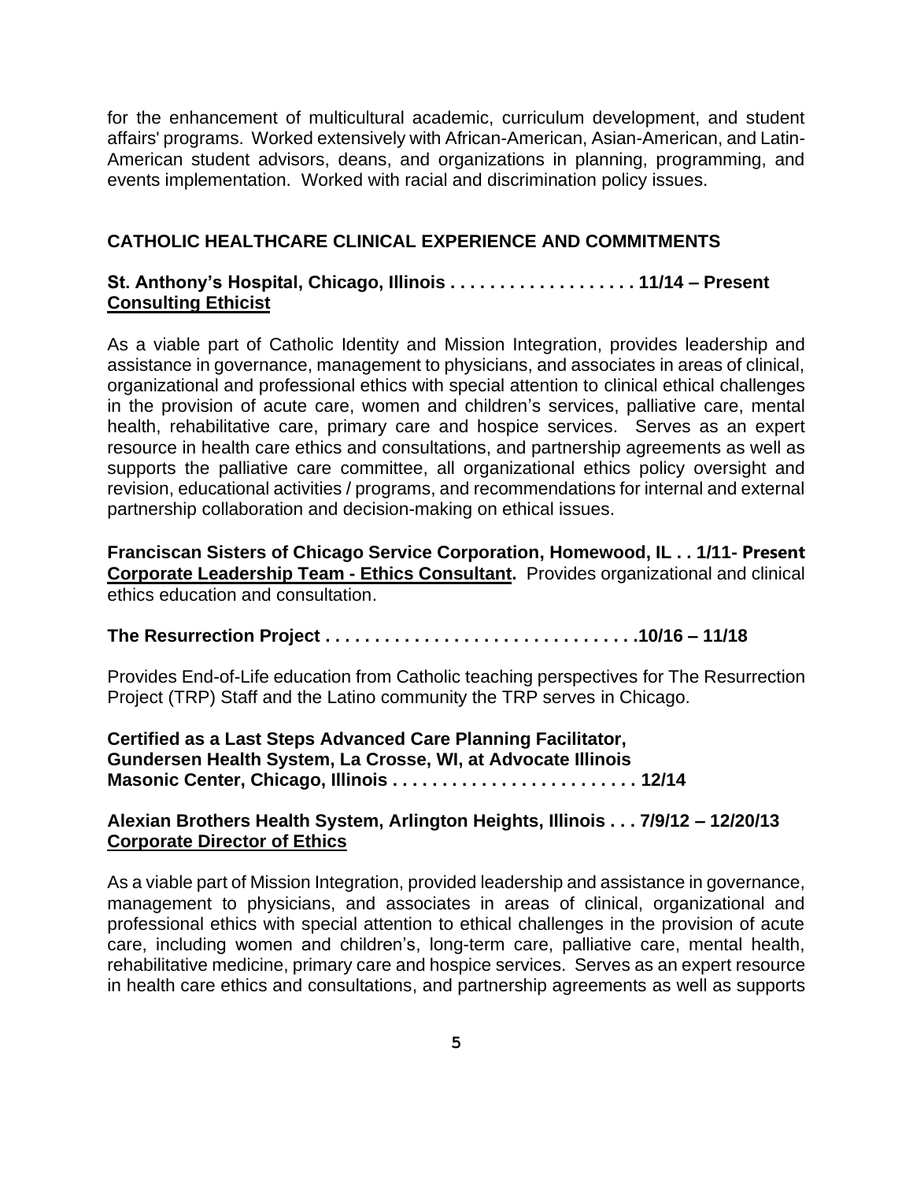for the enhancement of multicultural academic, curriculum development, and student affairs' programs. Worked extensively with African-American, Asian-American, and Latin-American student advisors, deans, and organizations in planning, programming, and events implementation. Worked with racial and discrimination policy issues.

## CATHOLIC HEALTHCARE CLINICAL EXPERIENCE AND COMMITMENTS

**St. Anthony's Hospital, Chicago, Illinois . . . . . . . . . . . . . . . . . . . 11/14 – Present**
**Consulting Ethicist**

As a viable part of Catholic Identity and Mission Integration, provides leadership and assistance in governance, management to physicians, and associates in areas of clinical, organizational and professional ethics with special attention to clinical ethical challenges in the provision of acute care, women and children's services, palliative care, mental health, rehabilitative care, primary care and hospice services. Serves as an expert resource in health care ethics and consultations, and partnership agreements as well as supports the palliative care committee, all organizational ethics policy oversight and revision, educational activities / programs, and recommendations for internal and external partnership collaboration and decision-making on ethical issues.

**Franciscan Sisters of Chicago Service Corporation, Homewood, IL . . 1/11- Present**
**Corporate Leadership Team - Ethics Consultant.** Provides organizational and clinical ethics education and consultation.

**The Resurrection Project . . . . . . . . . . . . . . . . . . . . . . . . . . . . . . .10/16 – 11/18**

Provides End-of-Life education from Catholic teaching perspectives for The Resurrection Project (TRP) Staff and the Latino community the TRP serves in Chicago.

**Certified as a Last Steps Advanced Care Planning Facilitator,**
**Gundersen Health System, La Crosse, WI, at Advocate Illinois**
**Masonic Center, Chicago, Illinois . . . . . . . . . . . . . . . . . . . . . . . . . 12/14**

**Alexian Brothers Health System, Arlington Heights, Illinois . . . 7/9/12 – 12/20/13**
**Corporate Director of Ethics**

As a viable part of Mission Integration, provided leadership and assistance in governance, management to physicians, and associates in areas of clinical, organizational and professional ethics with special attention to ethical challenges in the provision of acute care, including women and children's, long-term care, palliative care, mental health, rehabilitative medicine, primary care and hospice services. Serves as an expert resource in health care ethics and consultations, and partnership agreements as well as supports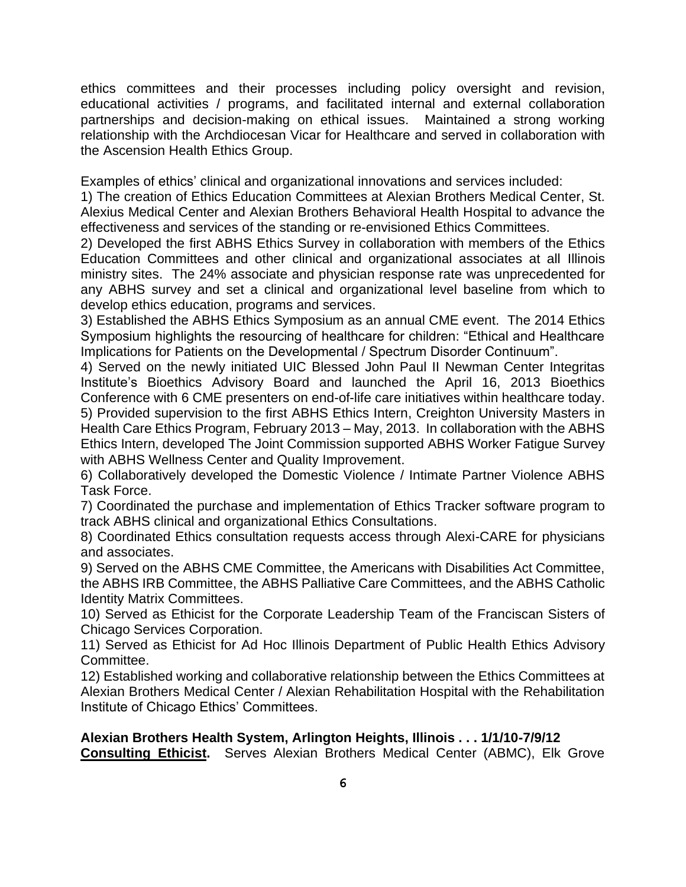ethics committees and their processes including policy oversight and revision, educational activities / programs, and facilitated internal and external collaboration partnerships and decision-making on ethical issues. Maintained a strong working relationship with the Archdiocesan Vicar for Healthcare and served in collaboration with the Ascension Health Ethics Group.

Examples of ethics' clinical and organizational innovations and services included:

1) The creation of Ethics Education Committees at Alexian Brothers Medical Center, St. Alexius Medical Center and Alexian Brothers Behavioral Health Hospital to advance the effectiveness and services of the standing or re-envisioned Ethics Committees.

2) Developed the first ABHS Ethics Survey in collaboration with members of the Ethics Education Committees and other clinical and organizational associates at all Illinois ministry sites. The 24% associate and physician response rate was unprecedented for any ABHS survey and set a clinical and organizational level baseline from which to develop ethics education, programs and services.

3) Established the ABHS Ethics Symposium as an annual CME event. The 2014 Ethics Symposium highlights the resourcing of healthcare for children: "Ethical and Healthcare Implications for Patients on the Developmental / Spectrum Disorder Continuum".

4) Served on the newly initiated UIC Blessed John Paul II Newman Center Integritas Institute's Bioethics Advisory Board and launched the April 16, 2013 Bioethics Conference with 6 CME presenters on end-of-life care initiatives within healthcare today.

5) Provided supervision to the first ABHS Ethics Intern, Creighton University Masters in Health Care Ethics Program, February 2013 – May, 2013. In collaboration with the ABHS Ethics Intern, developed The Joint Commission supported ABHS Worker Fatigue Survey with ABHS Wellness Center and Quality Improvement.

6) Collaboratively developed the Domestic Violence / Intimate Partner Violence ABHS Task Force.

7) Coordinated the purchase and implementation of Ethics Tracker software program to track ABHS clinical and organizational Ethics Consultations.

8) Coordinated Ethics consultation requests access through Alexi-CARE for physicians and associates.

9) Served on the ABHS CME Committee, the Americans with Disabilities Act Committee, the ABHS IRB Committee, the ABHS Palliative Care Committees, and the ABHS Catholic Identity Matrix Committees.

10) Served as Ethicist for the Corporate Leadership Team of the Franciscan Sisters of Chicago Services Corporation.

11) Served as Ethicist for Ad Hoc Illinois Department of Public Health Ethics Advisory Committee.

12) Established working and collaborative relationship between the Ethics Committees at Alexian Brothers Medical Center / Alexian Rehabilitation Hospital with the Rehabilitation Institute of Chicago Ethics' Committees.

**Alexian Brothers Health System, Arlington Heights, Illinois . . . 1/1/10-7/9/12**
**Consulting Ethicist.** Serves Alexian Brothers Medical Center (ABMC), Elk Grove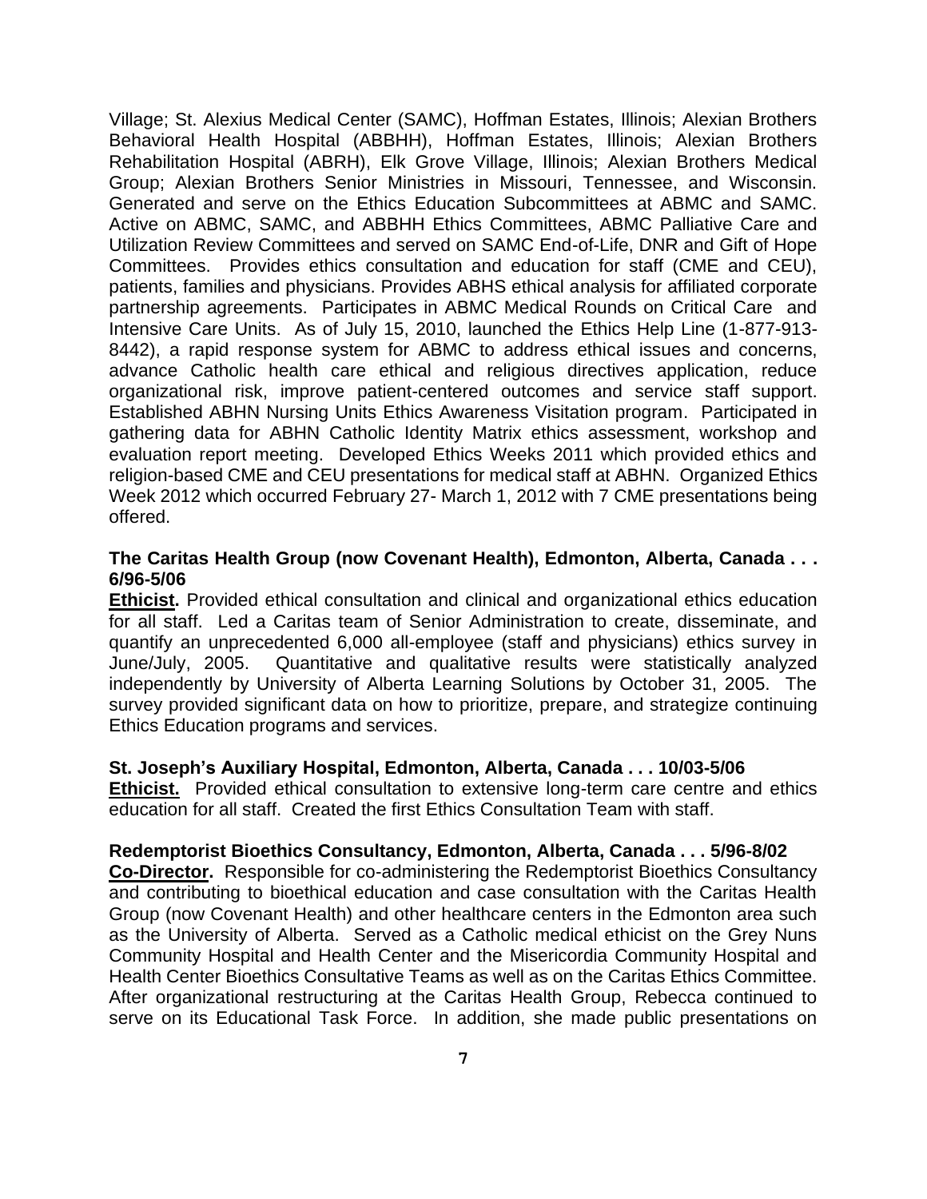Village; St. Alexius Medical Center (SAMC), Hoffman Estates, Illinois; Alexian Brothers Behavioral Health Hospital (ABBHH), Hoffman Estates, Illinois; Alexian Brothers Rehabilitation Hospital (ABRH), Elk Grove Village, Illinois; Alexian Brothers Medical Group; Alexian Brothers Senior Ministries in Missouri, Tennessee, and Wisconsin. Generated and serve on the Ethics Education Subcommittees at ABMC and SAMC. Active on ABMC, SAMC, and ABBHH Ethics Committees, ABMC Palliative Care and Utilization Review Committees and served on SAMC End-of-Life, DNR and Gift of Hope Committees. Provides ethics consultation and education for staff (CME and CEU), patients, families and physicians. Provides ABHS ethical analysis for affiliated corporate partnership agreements. Participates in ABMC Medical Rounds on Critical Care and Intensive Care Units. As of July 15, 2010, launched the Ethics Help Line (1-877-913-8442), a rapid response system for ABMC to address ethical issues and concerns, advance Catholic health care ethical and religious directives application, reduce organizational risk, improve patient-centered outcomes and service staff support. Established ABHN Nursing Units Ethics Awareness Visitation program. Participated in gathering data for ABHN Catholic Identity Matrix ethics assessment, workshop and evaluation report meeting. Developed Ethics Weeks 2011 which provided ethics and religion-based CME and CEU presentations for medical staff at ABHN. Organized Ethics Week 2012 which occurred February 27- March 1, 2012 with 7 CME presentations being offered.

**The Caritas Health Group (now Covenant Health), Edmonton, Alberta, Canada . . . 6/96-5/06**

**Ethicist.** Provided ethical consultation and clinical and organizational ethics education for all staff. Led a Caritas team of Senior Administration to create, disseminate, and quantify an unprecedented 6,000 all-employee (staff and physicians) ethics survey in June/July, 2005. Quantitative and qualitative results were statistically analyzed independently by University of Alberta Learning Solutions by October 31, 2005. The survey provided significant data on how to prioritize, prepare, and strategize continuing Ethics Education programs and services.

**St. Joseph's Auxiliary Hospital, Edmonton, Alberta, Canada . . . 10/03-5/06**

**Ethicist.** Provided ethical consultation to extensive long-term care centre and ethics education for all staff. Created the first Ethics Consultation Team with staff.

**Redemptorist Bioethics Consultancy, Edmonton, Alberta, Canada . . . 5/96-8/02**

**Co-Director.** Responsible for co-administering the Redemptorist Bioethics Consultancy and contributing to bioethical education and case consultation with the Caritas Health Group (now Covenant Health) and other healthcare centers in the Edmonton area such as the University of Alberta. Served as a Catholic medical ethicist on the Grey Nuns Community Hospital and Health Center and the Misericordia Community Hospital and Health Center Bioethics Consultative Teams as well as on the Caritas Ethics Committee. After organizational restructuring at the Caritas Health Group, Rebecca continued to serve on its Educational Task Force. In addition, she made public presentations on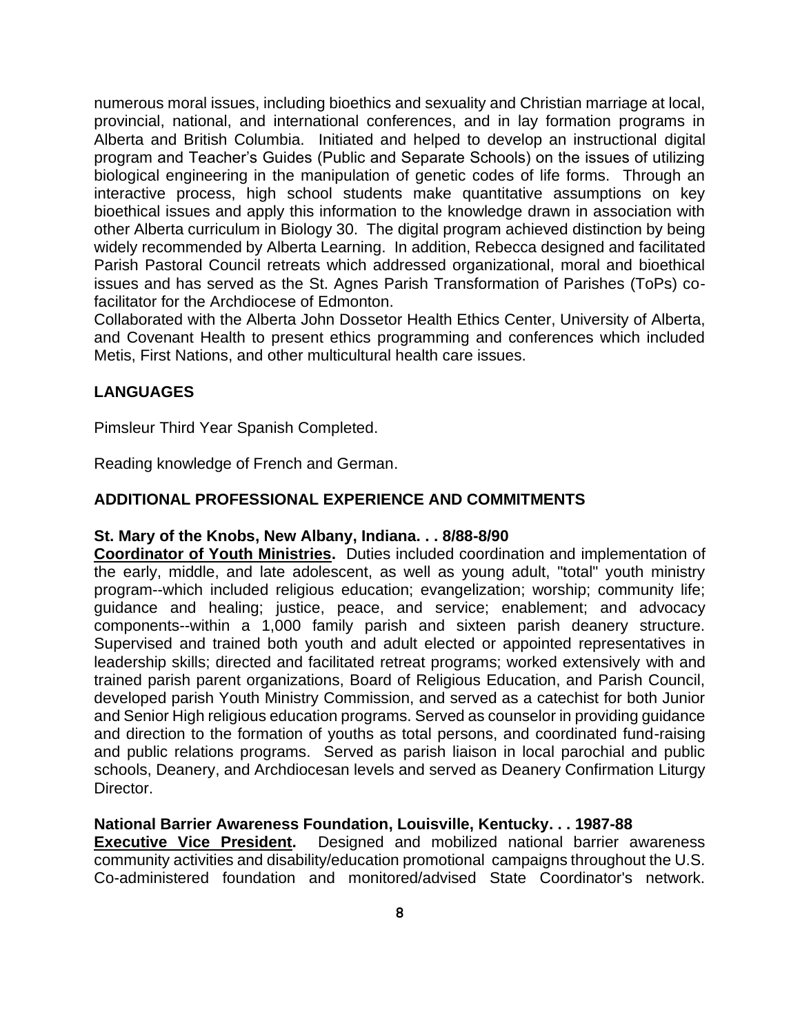numerous moral issues, including bioethics and sexuality and Christian marriage at local, provincial, national, and international conferences, and in lay formation programs in Alberta and British Columbia. Initiated and helped to develop an instructional digital program and Teacher's Guides (Public and Separate Schools) on the issues of utilizing biological engineering in the manipulation of genetic codes of life forms. Through an interactive process, high school students make quantitative assumptions on key bioethical issues and apply this information to the knowledge drawn in association with other Alberta curriculum in Biology 30. The digital program achieved distinction by being widely recommended by Alberta Learning. In addition, Rebecca designed and facilitated Parish Pastoral Council retreats which addressed organizational, moral and bioethical issues and has served as the St. Agnes Parish Transformation of Parishes (ToPs) co-facilitator for the Archdiocese of Edmonton.

Collaborated with the Alberta John Dossetor Health Ethics Center, University of Alberta, and Covenant Health to present ethics programming and conferences which included Metis, First Nations, and other multicultural health care issues.

## LANGUAGES

Pimsleur Third Year Spanish Completed.

Reading knowledge of French and German.

## ADDITIONAL PROFESSIONAL EXPERIENCE AND COMMITMENTS

**St. Mary of the Knobs, New Albany, Indiana. . . 8/88-8/90**

**Coordinator of Youth Ministries.** Duties included coordination and implementation of the early, middle, and late adolescent, as well as young adult, "total" youth ministry program--which included religious education; evangelization; worship; community life; guidance and healing; justice, peace, and service; enablement; and advocacy components--within a 1,000 family parish and sixteen parish deanery structure. Supervised and trained both youth and adult elected or appointed representatives in leadership skills; directed and facilitated retreat programs; worked extensively with and trained parish parent organizations, Board of Religious Education, and Parish Council, developed parish Youth Ministry Commission, and served as a catechist for both Junior and Senior High religious education programs. Served as counselor in providing guidance and direction to the formation of youths as total persons, and coordinated fund-raising and public relations programs. Served as parish liaison in local parochial and public schools, Deanery, and Archdiocesan levels and served as Deanery Confirmation Liturgy Director.

**National Barrier Awareness Foundation, Louisville, Kentucky. . . 1987-88**

**Executive Vice President.** Designed and mobilized national barrier awareness community activities and disability/education promotional campaigns throughout the U.S. Co-administered foundation and monitored/advised State Coordinator's network.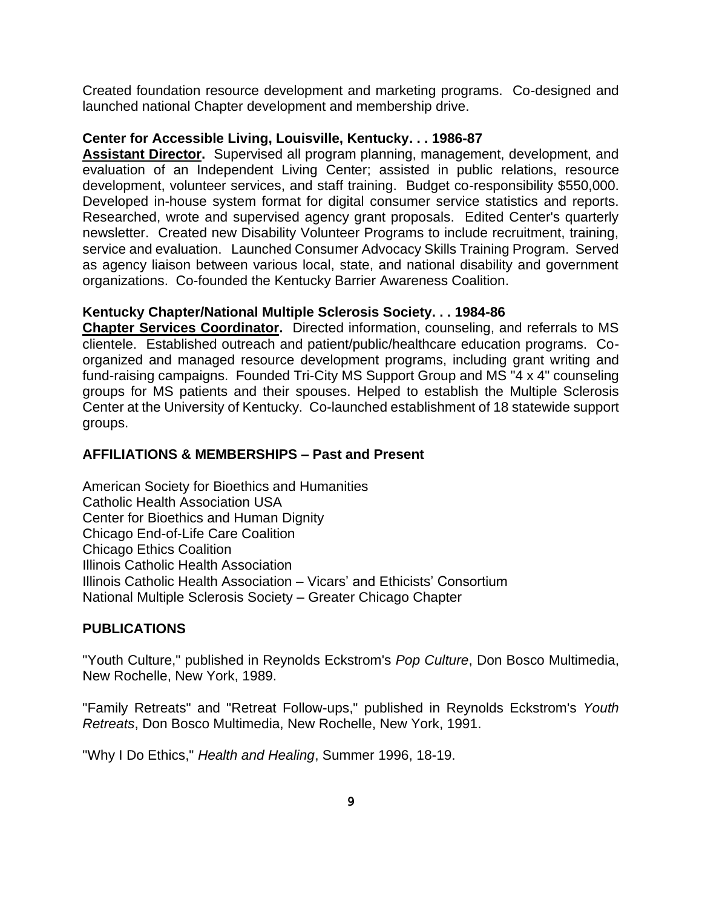Created foundation resource development and marketing programs. Co-designed and launched national Chapter development and membership drive.

**Center for Accessible Living, Louisville, Kentucky. . . 1986-87**
**Assistant Director.** Supervised all program planning, management, development, and evaluation of an Independent Living Center; assisted in public relations, resource development, volunteer services, and staff training. Budget co-responsibility $550,000. Developed in-house system format for digital consumer service statistics and reports. Researched, wrote and supervised agency grant proposals. Edited Center's quarterly newsletter. Created new Disability Volunteer Programs to include recruitment, training, service and evaluation. Launched Consumer Advocacy Skills Training Program. Served as agency liaison between various local, state, and national disability and government organizations. Co-founded the Kentucky Barrier Awareness Coalition.

**Kentucky Chapter/National Multiple Sclerosis Society. . . 1984-86**
**Chapter Services Coordinator.** Directed information, counseling, and referrals to MS clientele. Established outreach and patient/public/healthcare education programs. Co-organized and managed resource development programs, including grant writing and fund-raising campaigns. Founded Tri-City MS Support Group and MS "4 x 4" counseling groups for MS patients and their spouses. Helped to establish the Multiple Sclerosis Center at the University of Kentucky. Co-launched establishment of 18 statewide support groups.

## AFFILIATIONS & MEMBERSHIPS – Past and Present

American Society for Bioethics and Humanities
Catholic Health Association USA
Center for Bioethics and Human Dignity
Chicago End-of-Life Care Coalition
Chicago Ethics Coalition
Illinois Catholic Health Association
Illinois Catholic Health Association – Vicars' and Ethicists' Consortium
National Multiple Sclerosis Society – Greater Chicago Chapter

## PUBLICATIONS

"Youth Culture," published in Reynolds Eckstrom's *Pop Culture*, Don Bosco Multimedia, New Rochelle, New York, 1989.

"Family Retreats" and "Retreat Follow-ups," published in Reynolds Eckstrom's *Youth Retreats*, Don Bosco Multimedia, New Rochelle, New York, 1991.

"Why I Do Ethics," *Health and Healing*, Summer 1996, 18-19.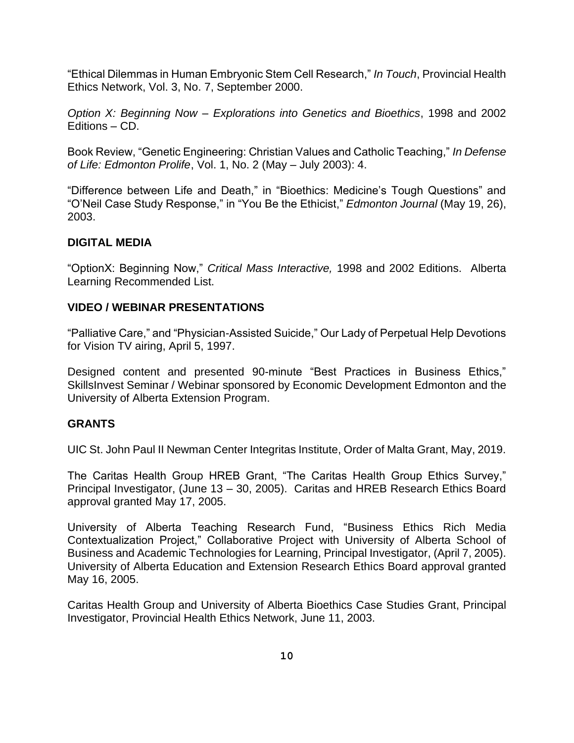"Ethical Dilemmas in Human Embryonic Stem Cell Research," *In Touch*, Provincial Health Ethics Network, Vol. 3, No. 7, September 2000.

*Option X: Beginning Now – Explorations into Genetics and Bioethics*, 1998 and 2002 Editions – CD.

Book Review, "Genetic Engineering: Christian Values and Catholic Teaching," *In Defense of Life: Edmonton Prolife*, Vol. 1, No. 2 (May – July 2003): 4.

"Difference between Life and Death," in "Bioethics: Medicine's Tough Questions" and "O'Neil Case Study Response," in "You Be the Ethicist," *Edmonton Journal* (May 19, 26), 2003.

**DIGITAL MEDIA**

"OptionX: Beginning Now," *Critical Mass Interactive,* 1998 and 2002 Editions. Alberta Learning Recommended List.

**VIDEO / WEBINAR PRESENTATIONS**

"Palliative Care," and "Physician-Assisted Suicide," Our Lady of Perpetual Help Devotions for Vision TV airing, April 5, 1997.

Designed content and presented 90-minute "Best Practices in Business Ethics," SkillsInvest Seminar / Webinar sponsored by Economic Development Edmonton and the University of Alberta Extension Program.

**GRANTS**

UIC St. John Paul II Newman Center Integritas Institute, Order of Malta Grant, May, 2019.

The Caritas Health Group HREB Grant, "The Caritas Health Group Ethics Survey," Principal Investigator, (June 13 – 30, 2005). Caritas and HREB Research Ethics Board approval granted May 17, 2005.

University of Alberta Teaching Research Fund, "Business Ethics Rich Media Contextualization Project," Collaborative Project with University of Alberta School of Business and Academic Technologies for Learning, Principal Investigator, (April 7, 2005). University of Alberta Education and Extension Research Ethics Board approval granted May 16, 2005.

Caritas Health Group and University of Alberta Bioethics Case Studies Grant, Principal Investigator, Provincial Health Ethics Network, June 11, 2003.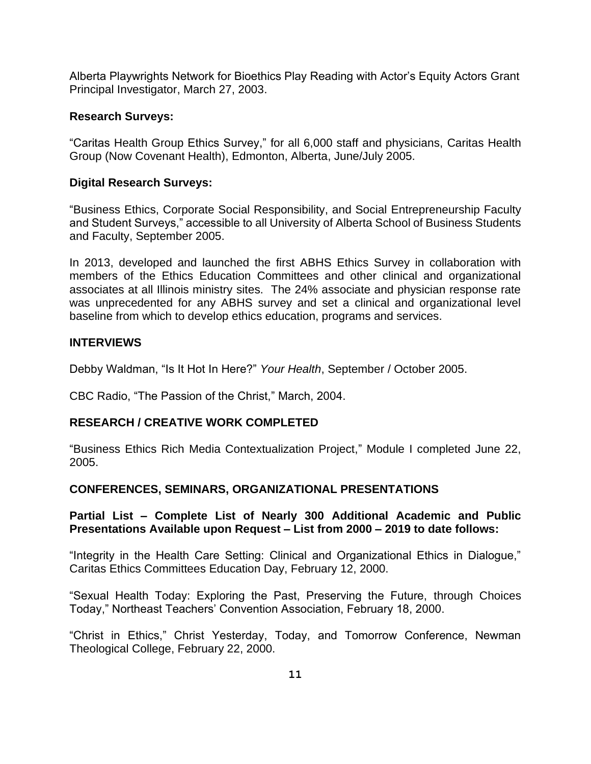Alberta Playwrights Network for Bioethics Play Reading with Actor's Equity Actors Grant Principal Investigator, March 27, 2003.

**Research Surveys:**

"Caritas Health Group Ethics Survey," for all 6,000 staff and physicians, Caritas Health Group (Now Covenant Health), Edmonton, Alberta, June/July 2005.

**Digital Research Surveys:**

"Business Ethics, Corporate Social Responsibility, and Social Entrepreneurship Faculty and Student Surveys," accessible to all University of Alberta School of Business Students and Faculty, September 2005.

In 2013, developed and launched the first ABHS Ethics Survey in collaboration with members of the Ethics Education Committees and other clinical and organizational associates at all Illinois ministry sites. The 24% associate and physician response rate was unprecedented for any ABHS survey and set a clinical and organizational level baseline from which to develop ethics education, programs and services.

## INTERVIEWS

Debby Waldman, "Is It Hot In Here?" *Your Health*, September / October 2005.

CBC Radio, "The Passion of the Christ," March, 2004.

## RESEARCH / CREATIVE WORK COMPLETED

"Business Ethics Rich Media Contextualization Project," Module I completed June 22, 2005.

## CONFERENCES, SEMINARS, ORGANIZATIONAL PRESENTATIONS

**Partial List – Complete List of Nearly 300 Additional Academic and Public Presentations Available upon Request – List from 2000 – 2019 to date follows:**

"Integrity in the Health Care Setting: Clinical and Organizational Ethics in Dialogue," Caritas Ethics Committees Education Day, February 12, 2000.

"Sexual Health Today: Exploring the Past, Preserving the Future, through Choices Today," Northeast Teachers' Convention Association, February 18, 2000.

"Christ in Ethics," Christ Yesterday, Today, and Tomorrow Conference, Newman Theological College, February 22, 2000.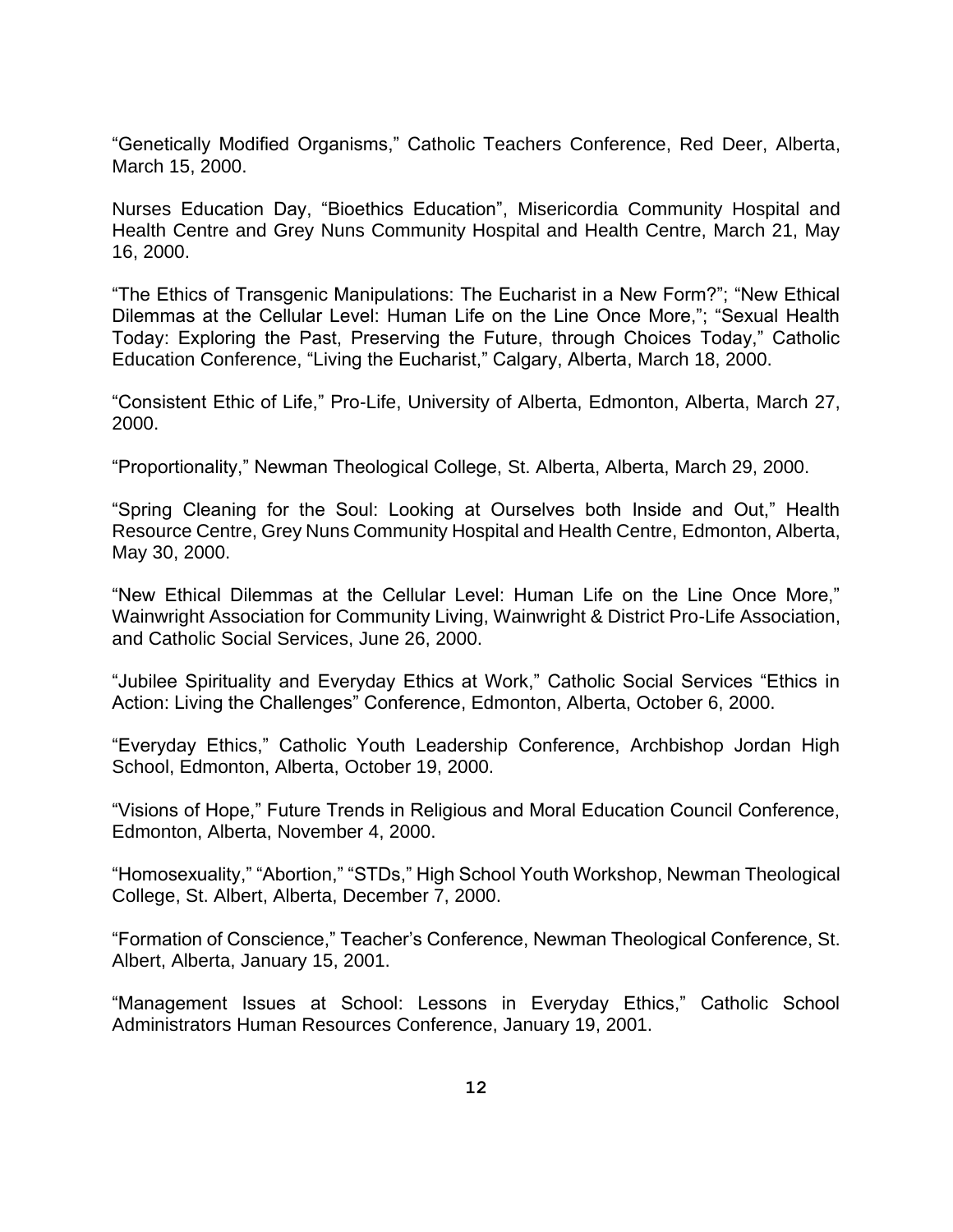“Genetically Modified Organisms,” Catholic Teachers Conference, Red Deer, Alberta, March 15, 2000.

Nurses Education Day, “Bioethics Education”, Misericordia Community Hospital and Health Centre and Grey Nuns Community Hospital and Health Centre, March 21, May 16, 2000.

“The Ethics of Transgenic Manipulations: The Eucharist in a New Form?”; “New Ethical Dilemmas at the Cellular Level: Human Life on the Line Once More,”; “Sexual Health Today: Exploring the Past, Preserving the Future, through Choices Today,” Catholic Education Conference, “Living the Eucharist,” Calgary, Alberta, March 18, 2000.

“Consistent Ethic of Life,” Pro-Life, University of Alberta, Edmonton, Alberta, March 27, 2000.

“Proportionality,” Newman Theological College, St. Alberta, Alberta, March 29, 2000.

“Spring Cleaning for the Soul: Looking at Ourselves both Inside and Out,” Health Resource Centre, Grey Nuns Community Hospital and Health Centre, Edmonton, Alberta, May 30, 2000.

“New Ethical Dilemmas at the Cellular Level: Human Life on the Line Once More,” Wainwright Association for Community Living, Wainwright & District Pro-Life Association, and Catholic Social Services, June 26, 2000.

“Jubilee Spirituality and Everyday Ethics at Work,” Catholic Social Services “Ethics in Action: Living the Challenges” Conference, Edmonton, Alberta, October 6, 2000.

“Everyday Ethics,” Catholic Youth Leadership Conference, Archbishop Jordan High School, Edmonton, Alberta, October 19, 2000.

“Visions of Hope,” Future Trends in Religious and Moral Education Council Conference, Edmonton, Alberta, November 4, 2000.

“Homosexuality,” “Abortion,” “STDs,” High School Youth Workshop, Newman Theological College, St. Albert, Alberta, December 7, 2000.

“Formation of Conscience,” Teacher’s Conference, Newman Theological Conference, St. Albert, Alberta, January 15, 2001.

“Management Issues at School: Lessons in Everyday Ethics,” Catholic School Administrators Human Resources Conference, January 19, 2001.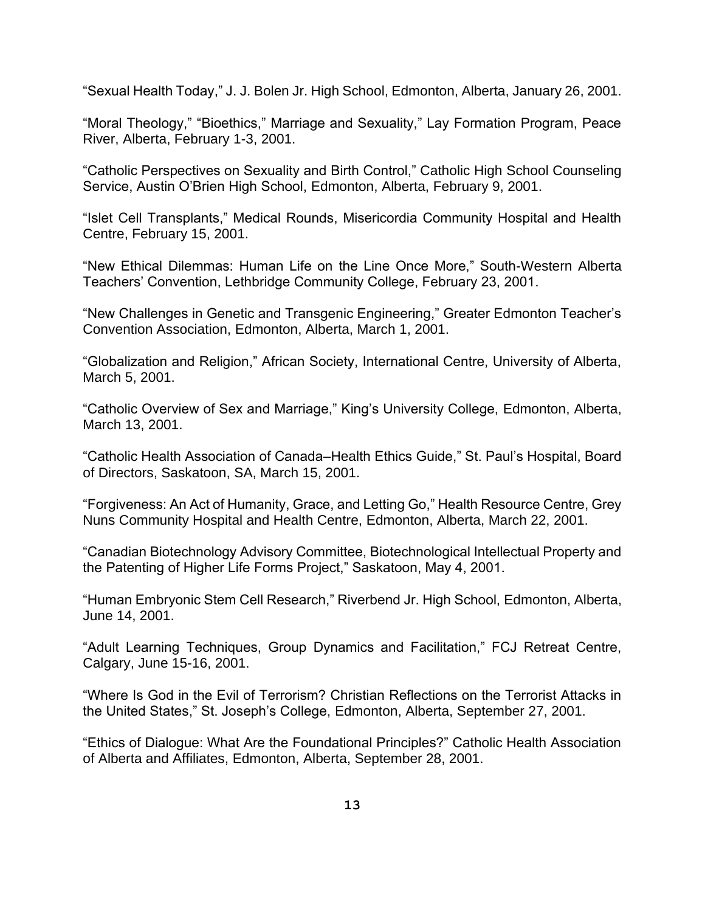"Sexual Health Today," J. J. Bolen Jr. High School, Edmonton, Alberta, January 26, 2001.

"Moral Theology," "Bioethics," Marriage and Sexuality," Lay Formation Program, Peace River, Alberta, February 1-3, 2001.

"Catholic Perspectives on Sexuality and Birth Control," Catholic High School Counseling Service, Austin O'Brien High School, Edmonton, Alberta, February 9, 2001.

"Islet Cell Transplants," Medical Rounds, Misericordia Community Hospital and Health Centre, February 15, 2001.

"New Ethical Dilemmas: Human Life on the Line Once More," South-Western Alberta Teachers' Convention, Lethbridge Community College, February 23, 2001.

"New Challenges in Genetic and Transgenic Engineering," Greater Edmonton Teacher's Convention Association, Edmonton, Alberta, March 1, 2001.

"Globalization and Religion," African Society, International Centre, University of Alberta, March 5, 2001.

"Catholic Overview of Sex and Marriage," King's University College, Edmonton, Alberta, March 13, 2001.

"Catholic Health Association of Canada–Health Ethics Guide," St. Paul's Hospital, Board of Directors, Saskatoon, SA, March 15, 2001.

"Forgiveness: An Act of Humanity, Grace, and Letting Go," Health Resource Centre, Grey Nuns Community Hospital and Health Centre, Edmonton, Alberta, March 22, 2001.

"Canadian Biotechnology Advisory Committee, Biotechnological Intellectual Property and the Patenting of Higher Life Forms Project," Saskatoon, May 4, 2001.

"Human Embryonic Stem Cell Research," Riverbend Jr. High School, Edmonton, Alberta, June 14, 2001.

"Adult Learning Techniques, Group Dynamics and Facilitation," FCJ Retreat Centre, Calgary, June 15-16, 2001.

"Where Is God in the Evil of Terrorism? Christian Reflections on the Terrorist Attacks in the United States," St. Joseph's College, Edmonton, Alberta, September 27, 2001.

"Ethics of Dialogue: What Are the Foundational Principles?" Catholic Health Association of Alberta and Affiliates, Edmonton, Alberta, September 28, 2001.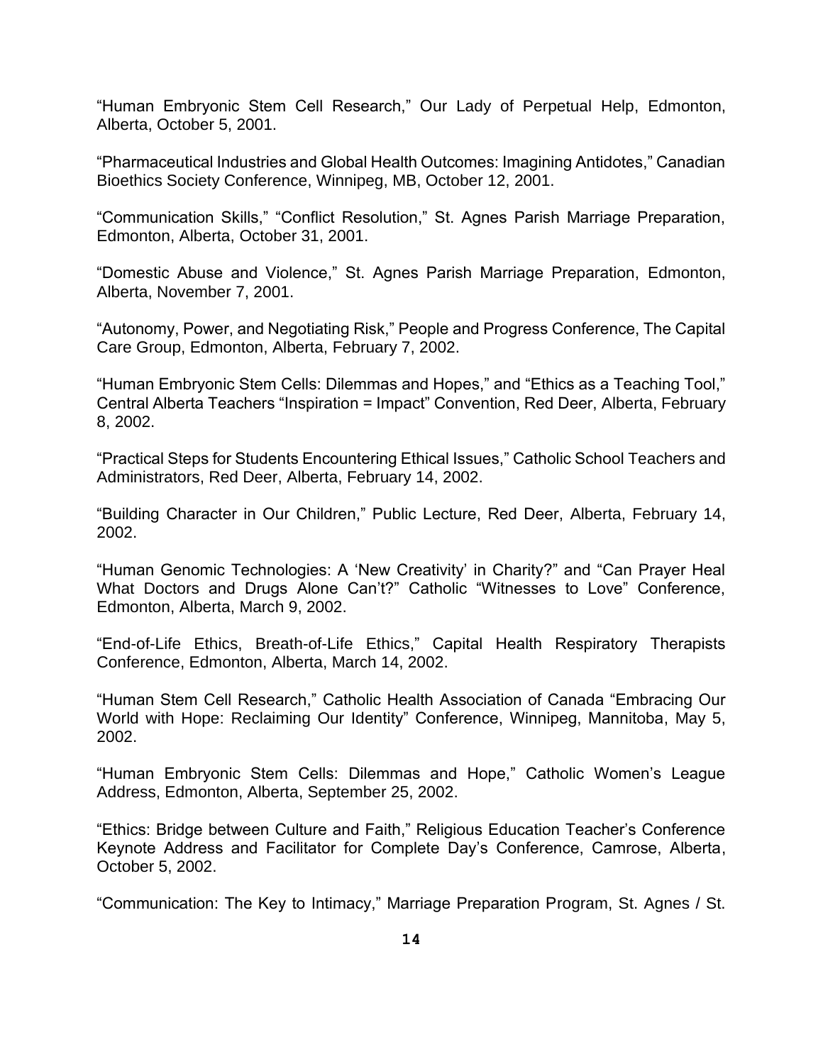"Human Embryonic Stem Cell Research," Our Lady of Perpetual Help, Edmonton, Alberta, October 5, 2001.

"Pharmaceutical Industries and Global Health Outcomes: Imagining Antidotes," Canadian Bioethics Society Conference, Winnipeg, MB, October 12, 2001.

"Communication Skills," "Conflict Resolution," St. Agnes Parish Marriage Preparation, Edmonton, Alberta, October 31, 2001.

"Domestic Abuse and Violence," St. Agnes Parish Marriage Preparation, Edmonton, Alberta, November 7, 2001.

"Autonomy, Power, and Negotiating Risk," People and Progress Conference, The Capital Care Group, Edmonton, Alberta, February 7, 2002.

"Human Embryonic Stem Cells: Dilemmas and Hopes," and "Ethics as a Teaching Tool," Central Alberta Teachers "Inspiration = Impact" Convention, Red Deer, Alberta, February 8, 2002.

"Practical Steps for Students Encountering Ethical Issues," Catholic School Teachers and Administrators, Red Deer, Alberta, February 14, 2002.

"Building Character in Our Children," Public Lecture, Red Deer, Alberta, February 14, 2002.

"Human Genomic Technologies: A 'New Creativity' in Charity?" and "Can Prayer Heal What Doctors and Drugs Alone Can't?" Catholic "Witnesses to Love" Conference, Edmonton, Alberta, March 9, 2002.

"End-of-Life Ethics, Breath-of-Life Ethics," Capital Health Respiratory Therapists Conference, Edmonton, Alberta, March 14, 2002.

"Human Stem Cell Research," Catholic Health Association of Canada "Embracing Our World with Hope: Reclaiming Our Identity" Conference, Winnipeg, Mannitoba, May 5, 2002.

"Human Embryonic Stem Cells: Dilemmas and Hope," Catholic Women's League Address, Edmonton, Alberta, September 25, 2002.

"Ethics: Bridge between Culture and Faith," Religious Education Teacher's Conference Keynote Address and Facilitator for Complete Day's Conference, Camrose, Alberta, October 5, 2002.

"Communication: The Key to Intimacy," Marriage Preparation Program, St. Agnes / St.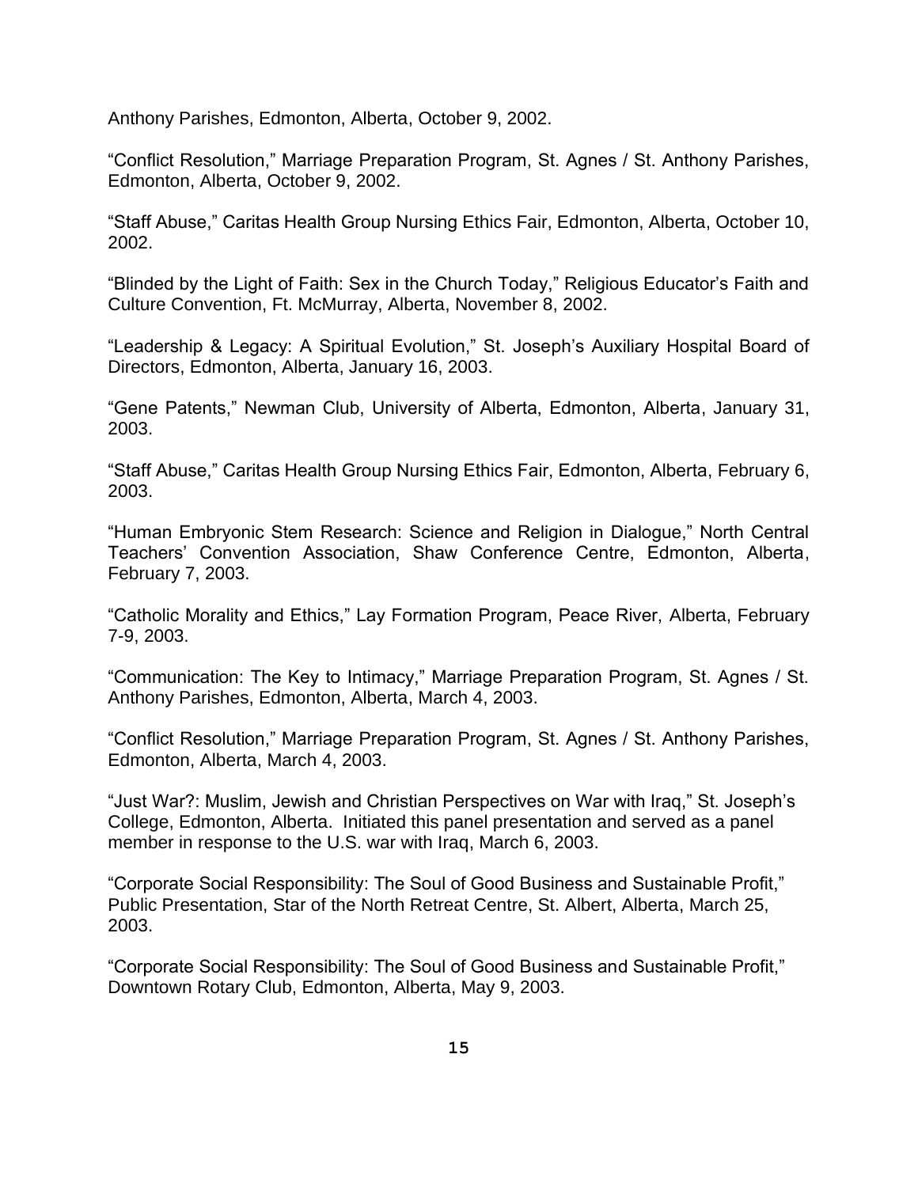Anthony Parishes, Edmonton, Alberta, October 9, 2002.

"Conflict Resolution," Marriage Preparation Program, St. Agnes / St. Anthony Parishes, Edmonton, Alberta, October 9, 2002.

"Staff Abuse," Caritas Health Group Nursing Ethics Fair, Edmonton, Alberta, October 10, 2002.

"Blinded by the Light of Faith: Sex in the Church Today," Religious Educator's Faith and Culture Convention, Ft. McMurray, Alberta, November 8, 2002.

"Leadership & Legacy: A Spiritual Evolution," St. Joseph's Auxiliary Hospital Board of Directors, Edmonton, Alberta, January 16, 2003.

"Gene Patents," Newman Club, University of Alberta, Edmonton, Alberta, January 31, 2003.

"Staff Abuse," Caritas Health Group Nursing Ethics Fair, Edmonton, Alberta, February 6, 2003.

"Human Embryonic Stem Research: Science and Religion in Dialogue," North Central Teachers' Convention Association, Shaw Conference Centre, Edmonton, Alberta, February 7, 2003.

"Catholic Morality and Ethics," Lay Formation Program, Peace River, Alberta, February 7-9, 2003.

"Communication: The Key to Intimacy," Marriage Preparation Program, St. Agnes / St. Anthony Parishes, Edmonton, Alberta, March 4, 2003.

"Conflict Resolution," Marriage Preparation Program, St. Agnes / St. Anthony Parishes, Edmonton, Alberta, March 4, 2003.

"Just War?: Muslim, Jewish and Christian Perspectives on War with Iraq," St. Joseph's College, Edmonton, Alberta. Initiated this panel presentation and served as a panel member in response to the U.S. war with Iraq, March 6, 2003.

"Corporate Social Responsibility: The Soul of Good Business and Sustainable Profit," Public Presentation, Star of the North Retreat Centre, St. Albert, Alberta, March 25, 2003.

"Corporate Social Responsibility: The Soul of Good Business and Sustainable Profit," Downtown Rotary Club, Edmonton, Alberta, May 9, 2003.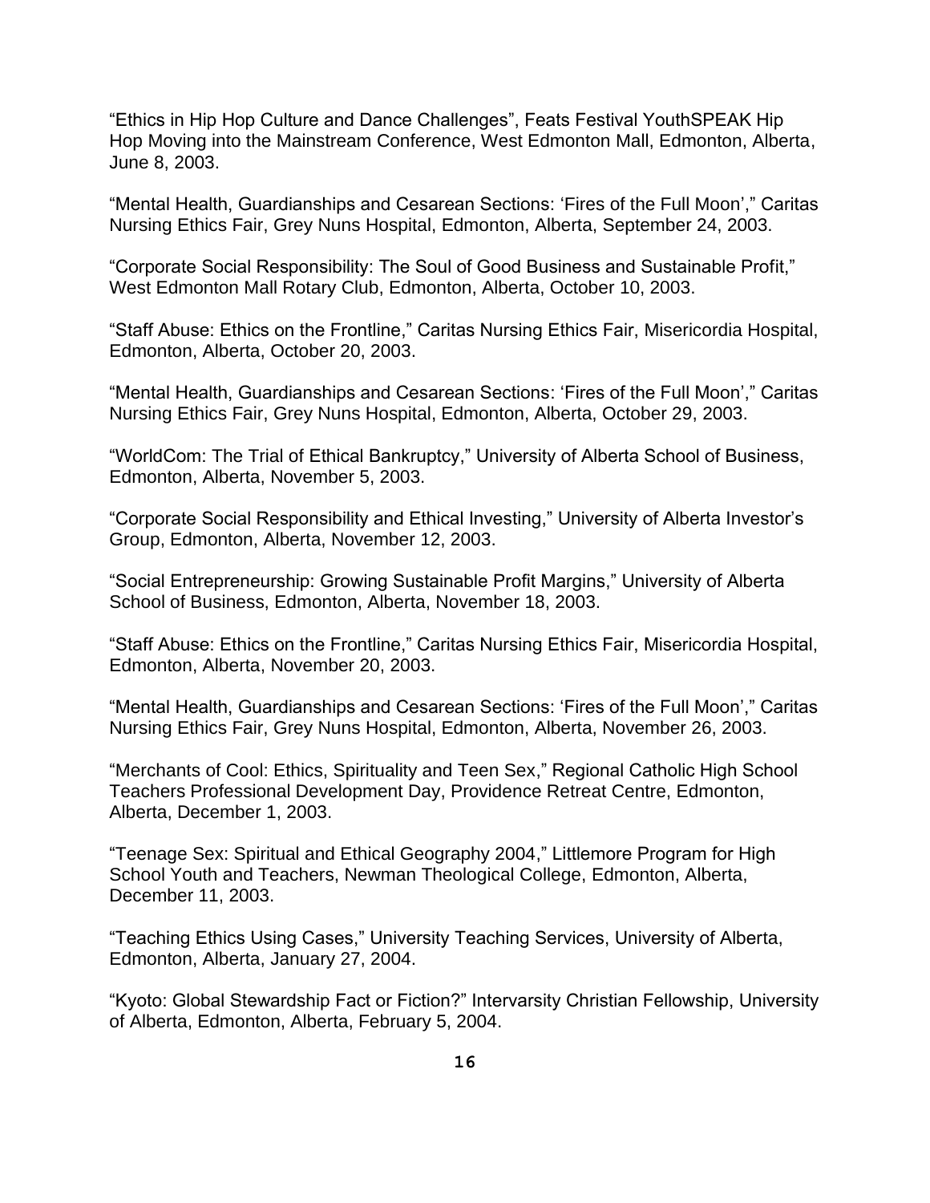“Ethics in Hip Hop Culture and Dance Challenges”, Feats Festival YouthSPEAK Hip Hop Moving into the Mainstream Conference, West Edmonton Mall, Edmonton, Alberta, June 8, 2003.

“Mental Health, Guardianships and Cesarean Sections: ‘Fires of the Full Moon’,” Caritas Nursing Ethics Fair, Grey Nuns Hospital, Edmonton, Alberta, September 24, 2003.

“Corporate Social Responsibility: The Soul of Good Business and Sustainable Profit,” West Edmonton Mall Rotary Club, Edmonton, Alberta, October 10, 2003.

“Staff Abuse: Ethics on the Frontline,” Caritas Nursing Ethics Fair, Misericordia Hospital, Edmonton, Alberta, October 20, 2003.

“Mental Health, Guardianships and Cesarean Sections: ‘Fires of the Full Moon’,” Caritas Nursing Ethics Fair, Grey Nuns Hospital, Edmonton, Alberta, October 29, 2003.

“WorldCom: The Trial of Ethical Bankruptcy,” University of Alberta School of Business, Edmonton, Alberta, November 5, 2003.

“Corporate Social Responsibility and Ethical Investing,” University of Alberta Investor’s Group, Edmonton, Alberta, November 12, 2003.

“Social Entrepreneurship: Growing Sustainable Profit Margins,” University of Alberta School of Business, Edmonton, Alberta, November 18, 2003.

“Staff Abuse: Ethics on the Frontline,” Caritas Nursing Ethics Fair, Misericordia Hospital, Edmonton, Alberta, November 20, 2003.

“Mental Health, Guardianships and Cesarean Sections: ‘Fires of the Full Moon’,” Caritas Nursing Ethics Fair, Grey Nuns Hospital, Edmonton, Alberta, November 26, 2003.

“Merchants of Cool: Ethics, Spirituality and Teen Sex,” Regional Catholic High School Teachers Professional Development Day, Providence Retreat Centre, Edmonton, Alberta, December 1, 2003.

“Teenage Sex: Spiritual and Ethical Geography 2004,” Littlemore Program for High School Youth and Teachers, Newman Theological College, Edmonton, Alberta, December 11, 2003.

“Teaching Ethics Using Cases,” University Teaching Services, University of Alberta, Edmonton, Alberta, January 27, 2004.

“Kyoto: Global Stewardship Fact or Fiction?” Intervarsity Christian Fellowship, University of Alberta, Edmonton, Alberta, February 5, 2004.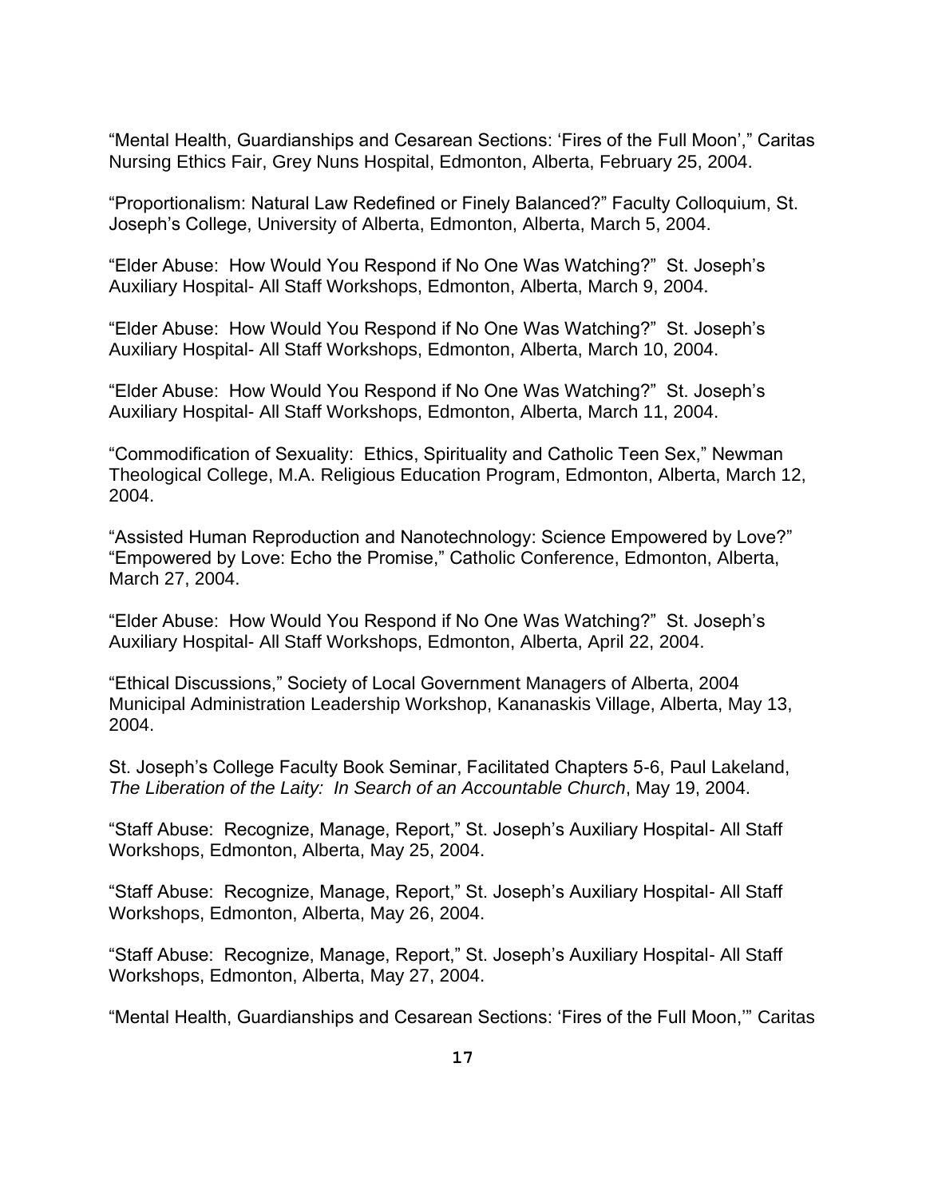"Mental Health, Guardianships and Cesarean Sections: 'Fires of the Full Moon'," Caritas Nursing Ethics Fair, Grey Nuns Hospital, Edmonton, Alberta, February 25, 2004.

"Proportionalism: Natural Law Redefined or Finely Balanced?" Faculty Colloquium, St. Joseph's College, University of Alberta, Edmonton, Alberta, March 5, 2004.

"Elder Abuse: How Would You Respond if No One Was Watching?" St. Joseph's Auxiliary Hospital- All Staff Workshops, Edmonton, Alberta, March 9, 2004.

"Elder Abuse: How Would You Respond if No One Was Watching?" St. Joseph's Auxiliary Hospital- All Staff Workshops, Edmonton, Alberta, March 10, 2004.

"Elder Abuse: How Would You Respond if No One Was Watching?" St. Joseph's Auxiliary Hospital- All Staff Workshops, Edmonton, Alberta, March 11, 2004.

"Commodification of Sexuality: Ethics, Spirituality and Catholic Teen Sex," Newman Theological College, M.A. Religious Education Program, Edmonton, Alberta, March 12, 2004.

"Assisted Human Reproduction and Nanotechnology: Science Empowered by Love?" "Empowered by Love: Echo the Promise," Catholic Conference, Edmonton, Alberta, March 27, 2004.

"Elder Abuse: How Would You Respond if No One Was Watching?" St. Joseph's Auxiliary Hospital- All Staff Workshops, Edmonton, Alberta, April 22, 2004.

"Ethical Discussions," Society of Local Government Managers of Alberta, 2004 Municipal Administration Leadership Workshop, Kananaskis Village, Alberta, May 13, 2004.

St. Joseph's College Faculty Book Seminar, Facilitated Chapters 5-6, Paul Lakeland, *The Liberation of the Laity: In Search of an Accountable Church*, May 19, 2004.

"Staff Abuse: Recognize, Manage, Report," St. Joseph's Auxiliary Hospital- All Staff Workshops, Edmonton, Alberta, May 25, 2004.

"Staff Abuse: Recognize, Manage, Report," St. Joseph's Auxiliary Hospital- All Staff Workshops, Edmonton, Alberta, May 26, 2004.

"Staff Abuse: Recognize, Manage, Report," St. Joseph's Auxiliary Hospital- All Staff Workshops, Edmonton, Alberta, May 27, 2004.

"Mental Health, Guardianships and Cesarean Sections: 'Fires of the Full Moon,'" Caritas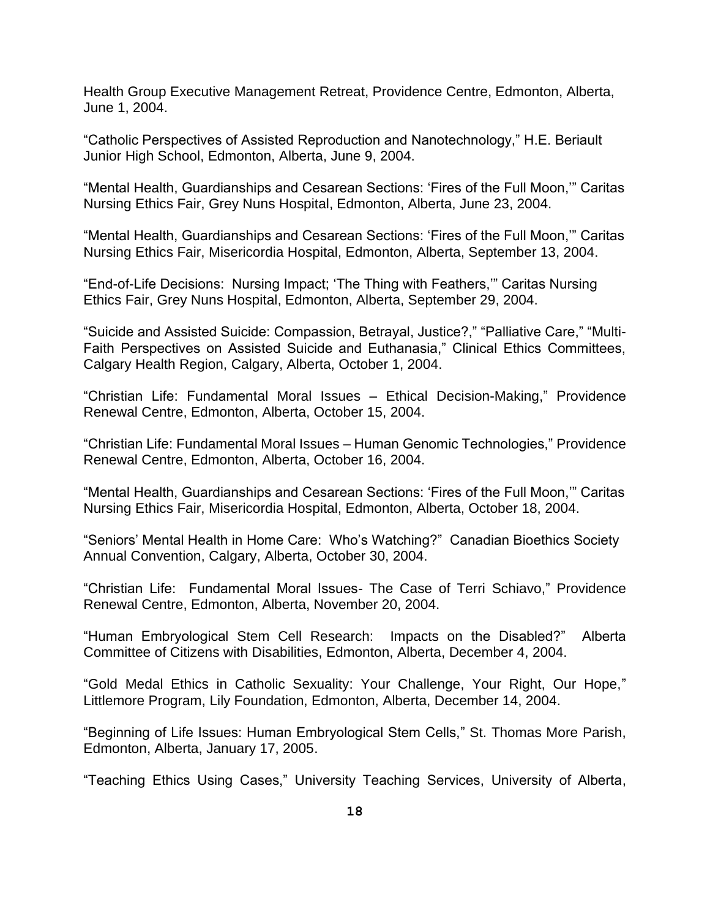Health Group Executive Management Retreat, Providence Centre, Edmonton, Alberta, June 1, 2004.

“Catholic Perspectives of Assisted Reproduction and Nanotechnology,” H.E. Beriault Junior High School, Edmonton, Alberta, June 9, 2004.

“Mental Health, Guardianships and Cesarean Sections: ‘Fires of the Full Moon,’” Caritas Nursing Ethics Fair, Grey Nuns Hospital, Edmonton, Alberta, June 23, 2004.

“Mental Health, Guardianships and Cesarean Sections: ‘Fires of the Full Moon,’” Caritas Nursing Ethics Fair, Misericordia Hospital, Edmonton, Alberta, September 13, 2004.

“End-of-Life Decisions: Nursing Impact; ‘The Thing with Feathers,’” Caritas Nursing Ethics Fair, Grey Nuns Hospital, Edmonton, Alberta, September 29, 2004.

“Suicide and Assisted Suicide: Compassion, Betrayal, Justice?,” “Palliative Care,” “Multi-Faith Perspectives on Assisted Suicide and Euthanasia,” Clinical Ethics Committees, Calgary Health Region, Calgary, Alberta, October 1, 2004.

“Christian Life: Fundamental Moral Issues – Ethical Decision-Making,” Providence Renewal Centre, Edmonton, Alberta, October 15, 2004.

“Christian Life: Fundamental Moral Issues – Human Genomic Technologies,” Providence Renewal Centre, Edmonton, Alberta, October 16, 2004.

“Mental Health, Guardianships and Cesarean Sections: ‘Fires of the Full Moon,’” Caritas Nursing Ethics Fair, Misericordia Hospital, Edmonton, Alberta, October 18, 2004.

“Seniors’ Mental Health in Home Care: Who’s Watching?” Canadian Bioethics Society Annual Convention, Calgary, Alberta, October 30, 2004.

“Christian Life: Fundamental Moral Issues- The Case of Terri Schiavo,” Providence Renewal Centre, Edmonton, Alberta, November 20, 2004.

“Human Embryological Stem Cell Research: Impacts on the Disabled?” Alberta Committee of Citizens with Disabilities, Edmonton, Alberta, December 4, 2004.

“Gold Medal Ethics in Catholic Sexuality: Your Challenge, Your Right, Our Hope,” Littlemore Program, Lily Foundation, Edmonton, Alberta, December 14, 2004.

“Beginning of Life Issues: Human Embryological Stem Cells,” St. Thomas More Parish, Edmonton, Alberta, January 17, 2005.

“Teaching Ethics Using Cases,” University Teaching Services, University of Alberta,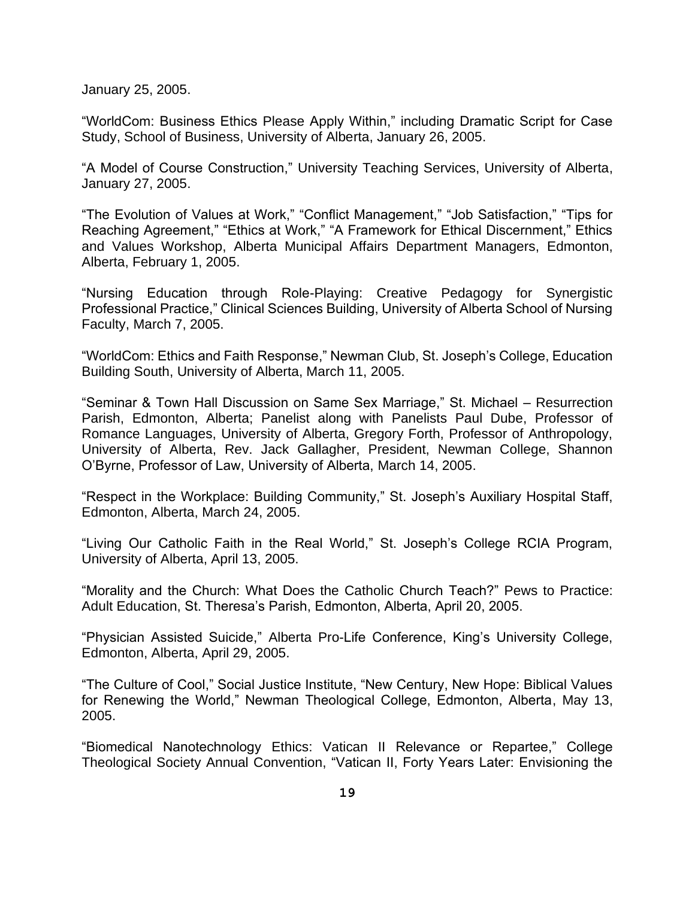January 25, 2005.

“WorldCom: Business Ethics Please Apply Within,” including Dramatic Script for Case Study, School of Business, University of Alberta, January 26, 2005.

“A Model of Course Construction,” University Teaching Services, University of Alberta, January 27, 2005.

“The Evolution of Values at Work,” “Conflict Management,” “Job Satisfaction,” “Tips for Reaching Agreement,” “Ethics at Work,” “A Framework for Ethical Discernment,” Ethics and Values Workshop, Alberta Municipal Affairs Department Managers, Edmonton, Alberta, February 1, 2005.

“Nursing Education through Role-Playing: Creative Pedagogy for Synergistic Professional Practice,” Clinical Sciences Building, University of Alberta School of Nursing Faculty, March 7, 2005.

“WorldCom: Ethics and Faith Response,” Newman Club, St. Joseph’s College, Education Building South, University of Alberta, March 11, 2005.

“Seminar & Town Hall Discussion on Same Sex Marriage,” St. Michael – Resurrection Parish, Edmonton, Alberta; Panelist along with Panelists Paul Dube, Professor of Romance Languages, University of Alberta, Gregory Forth, Professor of Anthropology, University of Alberta, Rev. Jack Gallagher, President, Newman College, Shannon O’Byrne, Professor of Law, University of Alberta, March 14, 2005.

“Respect in the Workplace: Building Community,” St. Joseph’s Auxiliary Hospital Staff, Edmonton, Alberta, March 24, 2005.

“Living Our Catholic Faith in the Real World,” St. Joseph’s College RCIA Program, University of Alberta, April 13, 2005.

“Morality and the Church: What Does the Catholic Church Teach?” Pews to Practice: Adult Education, St. Theresa’s Parish, Edmonton, Alberta, April 20, 2005.

“Physician Assisted Suicide,” Alberta Pro-Life Conference, King’s University College, Edmonton, Alberta, April 29, 2005.

“The Culture of Cool,” Social Justice Institute, “New Century, New Hope: Biblical Values for Renewing the World,” Newman Theological College, Edmonton, Alberta, May 13, 2005.

“Biomedical Nanotechnology Ethics: Vatican II Relevance or Repartee,” College Theological Society Annual Convention, “Vatican II, Forty Years Later: Envisioning the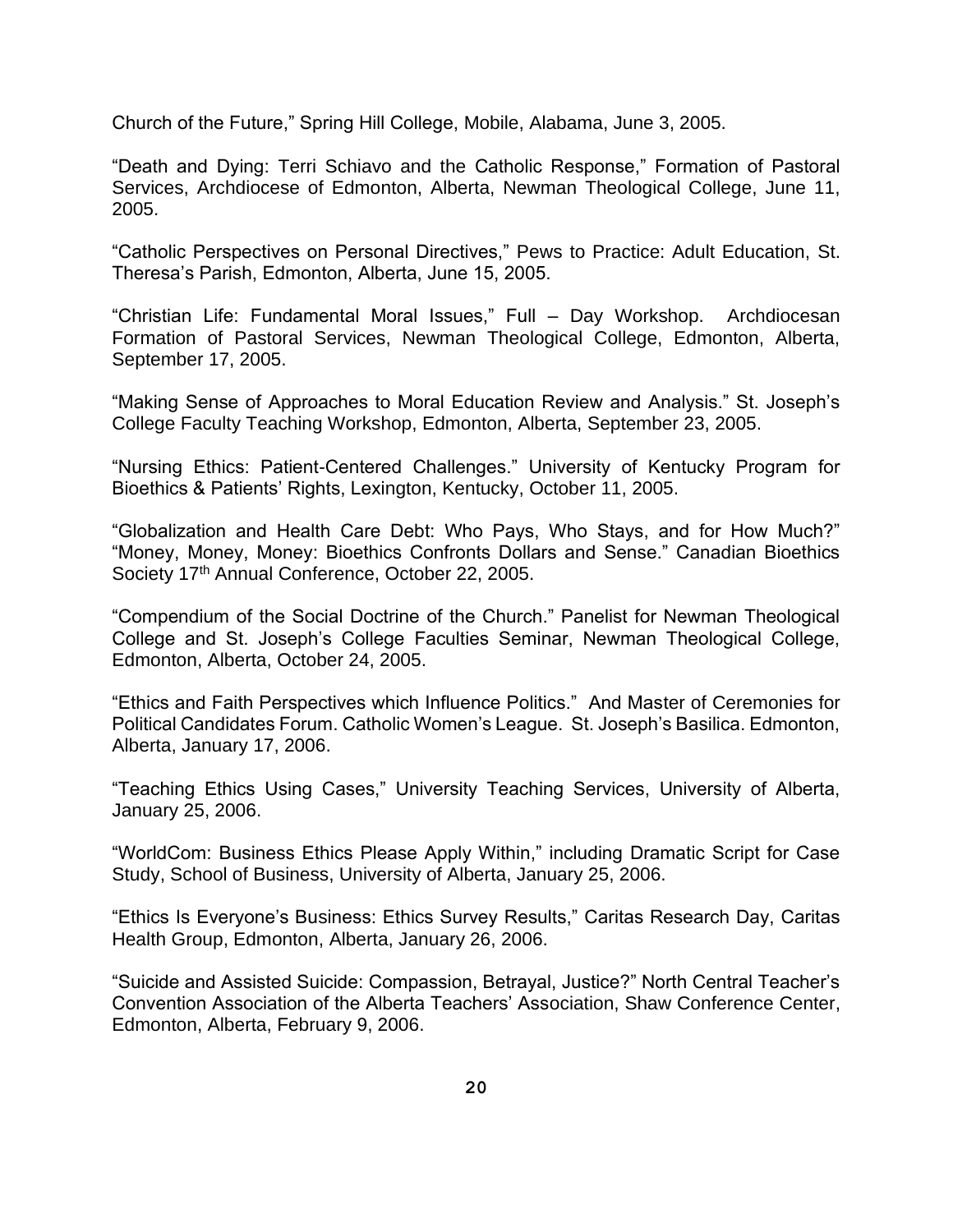Church of the Future," Spring Hill College, Mobile, Alabama, June 3, 2005.

"Death and Dying: Terri Schiavo and the Catholic Response," Formation of Pastoral Services, Archdiocese of Edmonton, Alberta, Newman Theological College, June 11, 2005.

"Catholic Perspectives on Personal Directives," Pews to Practice: Adult Education, St. Theresa's Parish, Edmonton, Alberta, June 15, 2005.

"Christian Life: Fundamental Moral Issues," Full – Day Workshop. Archdiocesan Formation of Pastoral Services, Newman Theological College, Edmonton, Alberta, September 17, 2005.

"Making Sense of Approaches to Moral Education Review and Analysis." St. Joseph's College Faculty Teaching Workshop, Edmonton, Alberta, September 23, 2005.

"Nursing Ethics: Patient-Centered Challenges." University of Kentucky Program for Bioethics & Patients' Rights, Lexington, Kentucky, October 11, 2005.

"Globalization and Health Care Debt: Who Pays, Who Stays, and for How Much?" "Money, Money, Money: Bioethics Confronts Dollars and Sense." Canadian Bioethics Society 17th Annual Conference, October 22, 2005.

"Compendium of the Social Doctrine of the Church." Panelist for Newman Theological College and St. Joseph's College Faculties Seminar, Newman Theological College, Edmonton, Alberta, October 24, 2005.

"Ethics and Faith Perspectives which Influence Politics." And Master of Ceremonies for Political Candidates Forum. Catholic Women's League. St. Joseph's Basilica. Edmonton, Alberta, January 17, 2006.

"Teaching Ethics Using Cases," University Teaching Services, University of Alberta, January 25, 2006.

"WorldCom: Business Ethics Please Apply Within," including Dramatic Script for Case Study, School of Business, University of Alberta, January 25, 2006.

"Ethics Is Everyone's Business: Ethics Survey Results," Caritas Research Day, Caritas Health Group, Edmonton, Alberta, January 26, 2006.

"Suicide and Assisted Suicide: Compassion, Betrayal, Justice?" North Central Teacher's Convention Association of the Alberta Teachers' Association, Shaw Conference Center, Edmonton, Alberta, February 9, 2006.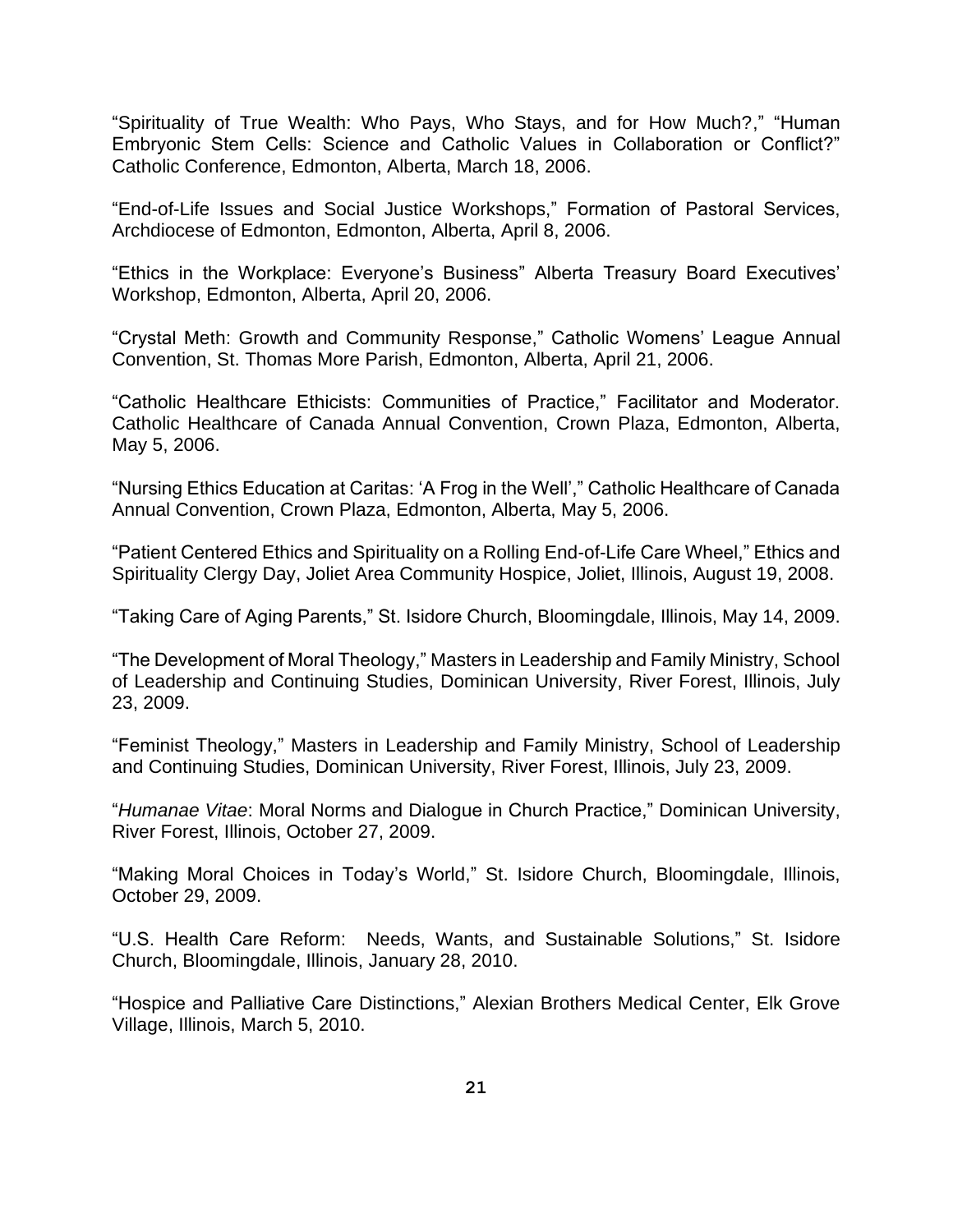“Spirituality of True Wealth: Who Pays, Who Stays, and for How Much?,” “Human Embryonic Stem Cells: Science and Catholic Values in Collaboration or Conflict?” Catholic Conference, Edmonton, Alberta, March 18, 2006.

“End-of-Life Issues and Social Justice Workshops,” Formation of Pastoral Services, Archdiocese of Edmonton, Edmonton, Alberta, April 8, 2006.

“Ethics in the Workplace: Everyone’s Business” Alberta Treasury Board Executives’ Workshop, Edmonton, Alberta, April 20, 2006.

“Crystal Meth: Growth and Community Response,” Catholic Womens’ League Annual Convention, St. Thomas More Parish, Edmonton, Alberta, April 21, 2006.

“Catholic Healthcare Ethicists: Communities of Practice,” Facilitator and Moderator. Catholic Healthcare of Canada Annual Convention, Crown Plaza, Edmonton, Alberta, May 5, 2006.

“Nursing Ethics Education at Caritas: ‘A Frog in the Well’,” Catholic Healthcare of Canada Annual Convention, Crown Plaza, Edmonton, Alberta, May 5, 2006.

“Patient Centered Ethics and Spirituality on a Rolling End-of-Life Care Wheel,” Ethics and Spirituality Clergy Day, Joliet Area Community Hospice, Joliet, Illinois, August 19, 2008.

“Taking Care of Aging Parents,” St. Isidore Church, Bloomingdale, Illinois, May 14, 2009.

“The Development of Moral Theology,” Masters in Leadership and Family Ministry, School of Leadership and Continuing Studies, Dominican University, River Forest, Illinois, July 23, 2009.

“Feminist Theology,” Masters in Leadership and Family Ministry, School of Leadership and Continuing Studies, Dominican University, River Forest, Illinois, July 23, 2009.

“*Humanae Vitae*: Moral Norms and Dialogue in Church Practice,” Dominican University, River Forest, Illinois, October 27, 2009.

“Making Moral Choices in Today’s World,” St. Isidore Church, Bloomingdale, Illinois, October 29, 2009.

“U.S. Health Care Reform: Needs, Wants, and Sustainable Solutions,” St. Isidore Church, Bloomingdale, Illinois, January 28, 2010.

“Hospice and Palliative Care Distinctions,” Alexian Brothers Medical Center, Elk Grove Village, Illinois, March 5, 2010.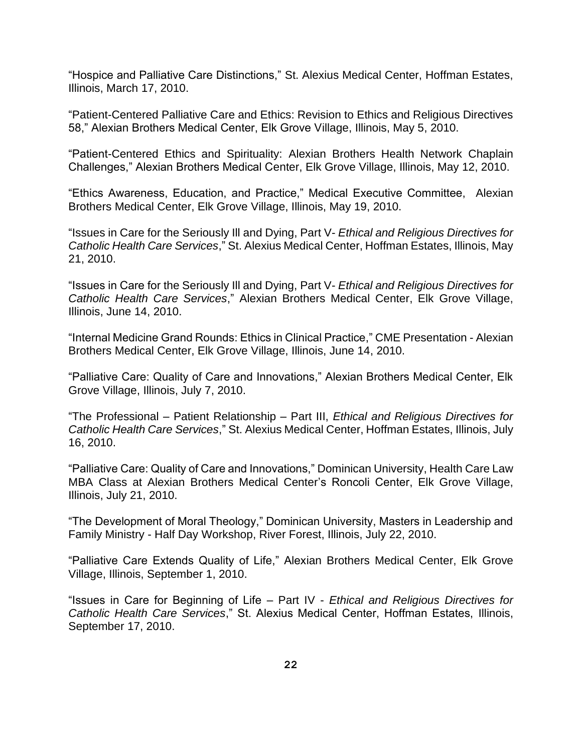"Hospice and Palliative Care Distinctions," St. Alexius Medical Center, Hoffman Estates, Illinois, March 17, 2010.

"Patient-Centered Palliative Care and Ethics: Revision to Ethics and Religious Directives 58," Alexian Brothers Medical Center, Elk Grove Village, Illinois, May 5, 2010.

"Patient-Centered Ethics and Spirituality: Alexian Brothers Health Network Chaplain Challenges," Alexian Brothers Medical Center, Elk Grove Village, Illinois, May 12, 2010.

"Ethics Awareness, Education, and Practice," Medical Executive Committee, Alexian Brothers Medical Center, Elk Grove Village, Illinois, May 19, 2010.

"Issues in Care for the Seriously Ill and Dying, Part V- *Ethical and Religious Directives for Catholic Health Care Services*," St. Alexius Medical Center, Hoffman Estates, Illinois, May 21, 2010.

"Issues in Care for the Seriously Ill and Dying, Part V- *Ethical and Religious Directives for Catholic Health Care Services*," Alexian Brothers Medical Center, Elk Grove Village, Illinois, June 14, 2010.

"Internal Medicine Grand Rounds: Ethics in Clinical Practice," CME Presentation - Alexian Brothers Medical Center, Elk Grove Village, Illinois, June 14, 2010.

"Palliative Care: Quality of Care and Innovations," Alexian Brothers Medical Center, Elk Grove Village, Illinois, July 7, 2010.

"The Professional – Patient Relationship – Part III, *Ethical and Religious Directives for Catholic Health Care Services*," St. Alexius Medical Center, Hoffman Estates, Illinois, July 16, 2010.

"Palliative Care: Quality of Care and Innovations," Dominican University, Health Care Law MBA Class at Alexian Brothers Medical Center's Roncoli Center, Elk Grove Village, Illinois, July 21, 2010.

"The Development of Moral Theology," Dominican University, Masters in Leadership and Family Ministry - Half Day Workshop, River Forest, Illinois, July 22, 2010.

"Palliative Care Extends Quality of Life," Alexian Brothers Medical Center, Elk Grove Village, Illinois, September 1, 2010.

"Issues in Care for Beginning of Life – Part IV - *Ethical and Religious Directives for Catholic Health Care Services*," St. Alexius Medical Center, Hoffman Estates, Illinois, September 17, 2010.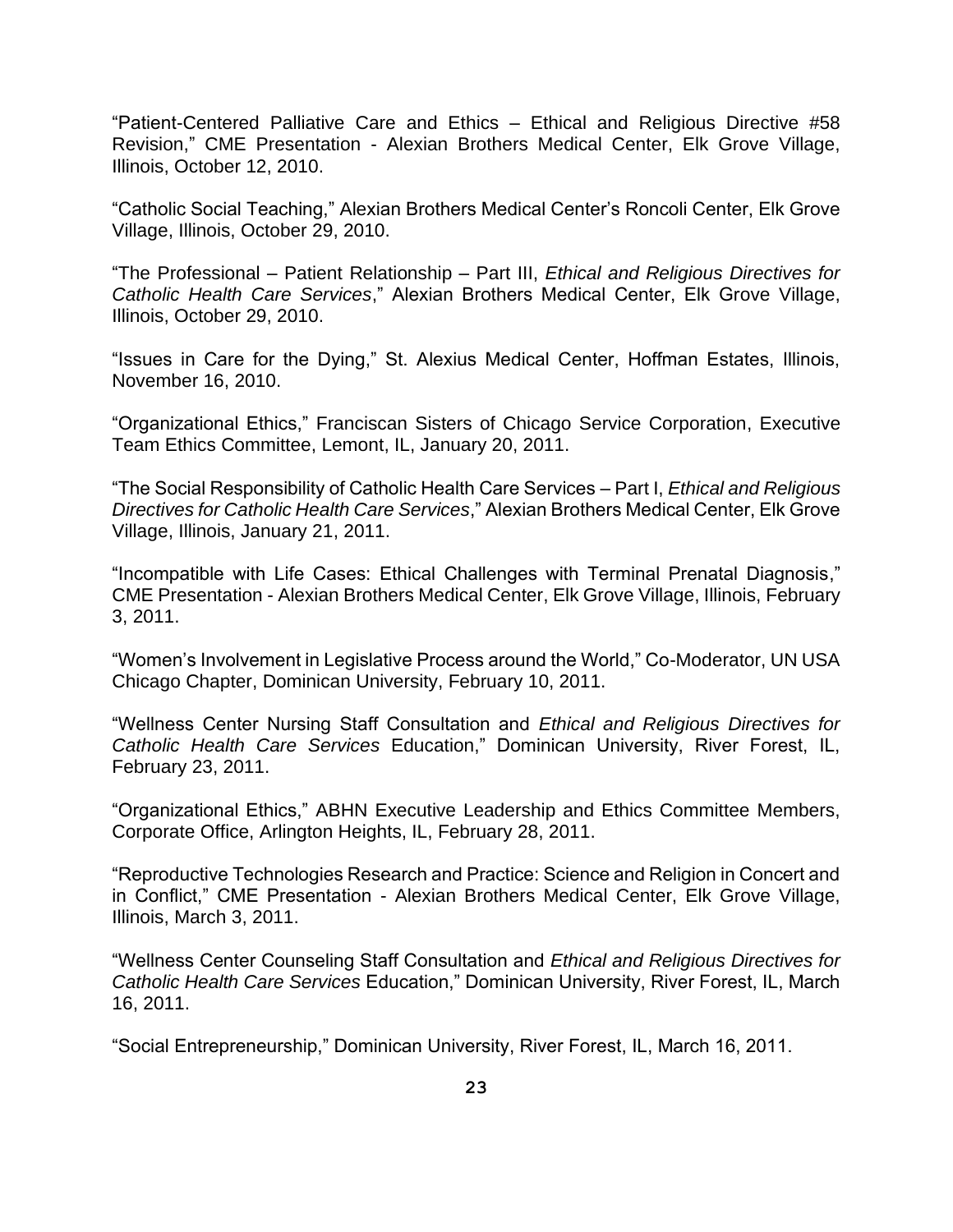"Patient-Centered Palliative Care and Ethics – Ethical and Religious Directive #58 Revision," CME Presentation - Alexian Brothers Medical Center, Elk Grove Village, Illinois, October 12, 2010.

"Catholic Social Teaching," Alexian Brothers Medical Center's Roncoli Center, Elk Grove Village, Illinois, October 29, 2010.

"The Professional – Patient Relationship – Part III, *Ethical and Religious Directives for Catholic Health Care Services*," Alexian Brothers Medical Center, Elk Grove Village, Illinois, October 29, 2010.

"Issues in Care for the Dying," St. Alexius Medical Center, Hoffman Estates, Illinois, November 16, 2010.

"Organizational Ethics," Franciscan Sisters of Chicago Service Corporation, Executive Team Ethics Committee, Lemont, IL, January 20, 2011.

"The Social Responsibility of Catholic Health Care Services – Part I, *Ethical and Religious Directives for Catholic Health Care Services*," Alexian Brothers Medical Center, Elk Grove Village, Illinois, January 21, 2011.

"Incompatible with Life Cases: Ethical Challenges with Terminal Prenatal Diagnosis," CME Presentation - Alexian Brothers Medical Center, Elk Grove Village, Illinois, February 3, 2011.

"Women's Involvement in Legislative Process around the World," Co-Moderator, UN USA Chicago Chapter, Dominican University, February 10, 2011.

"Wellness Center Nursing Staff Consultation and *Ethical and Religious Directives for Catholic Health Care Services* Education," Dominican University, River Forest, IL, February 23, 2011.

"Organizational Ethics," ABHN Executive Leadership and Ethics Committee Members, Corporate Office, Arlington Heights, IL, February 28, 2011.

"Reproductive Technologies Research and Practice: Science and Religion in Concert and in Conflict," CME Presentation - Alexian Brothers Medical Center, Elk Grove Village, Illinois, March 3, 2011.

"Wellness Center Counseling Staff Consultation and *Ethical and Religious Directives for Catholic Health Care Services* Education," Dominican University, River Forest, IL, March 16, 2011.

"Social Entrepreneurship," Dominican University, River Forest, IL, March 16, 2011.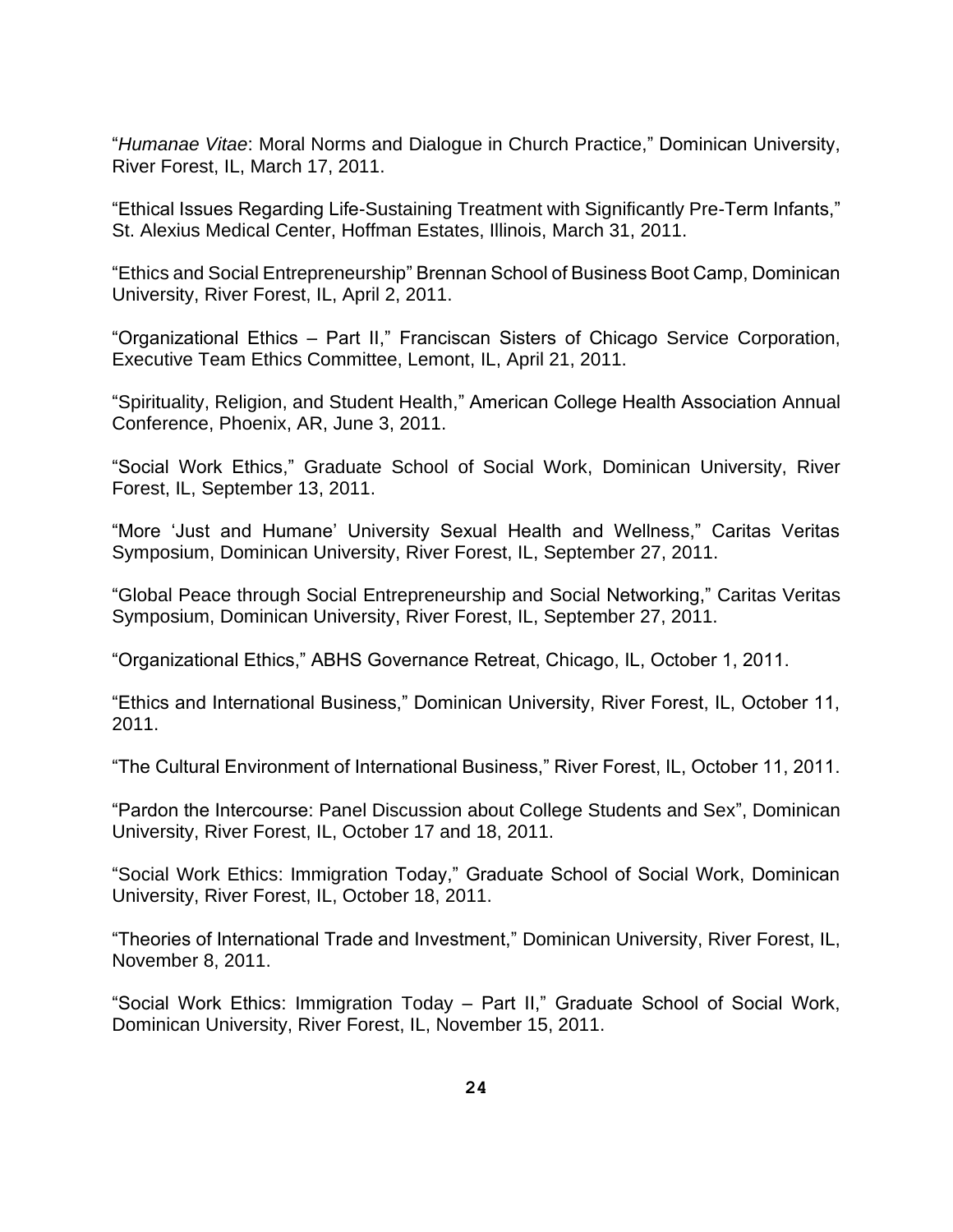"*Humanae Vitae*: Moral Norms and Dialogue in Church Practice," Dominican University, River Forest, IL, March 17, 2011.

"Ethical Issues Regarding Life-Sustaining Treatment with Significantly Pre-Term Infants," St. Alexius Medical Center, Hoffman Estates, Illinois, March 31, 2011.

"Ethics and Social Entrepreneurship" Brennan School of Business Boot Camp, Dominican University, River Forest, IL, April 2, 2011.

"Organizational Ethics – Part II," Franciscan Sisters of Chicago Service Corporation, Executive Team Ethics Committee, Lemont, IL, April 21, 2011.

"Spirituality, Religion, and Student Health," American College Health Association Annual Conference, Phoenix, AR, June 3, 2011.

"Social Work Ethics," Graduate School of Social Work, Dominican University, River Forest, IL, September 13, 2011.

"More 'Just and Humane' University Sexual Health and Wellness," Caritas Veritas Symposium, Dominican University, River Forest, IL, September 27, 2011.

"Global Peace through Social Entrepreneurship and Social Networking," Caritas Veritas Symposium, Dominican University, River Forest, IL, September 27, 2011.

"Organizational Ethics," ABHS Governance Retreat, Chicago, IL, October 1, 2011.

"Ethics and International Business," Dominican University, River Forest, IL, October 11, 2011.

"The Cultural Environment of International Business," River Forest, IL, October 11, 2011.

"Pardon the Intercourse: Panel Discussion about College Students and Sex", Dominican University, River Forest, IL, October 17 and 18, 2011.

"Social Work Ethics: Immigration Today," Graduate School of Social Work, Dominican University, River Forest, IL, October 18, 2011.

"Theories of International Trade and Investment," Dominican University, River Forest, IL, November 8, 2011.

"Social Work Ethics: Immigration Today – Part II," Graduate School of Social Work, Dominican University, River Forest, IL, November 15, 2011.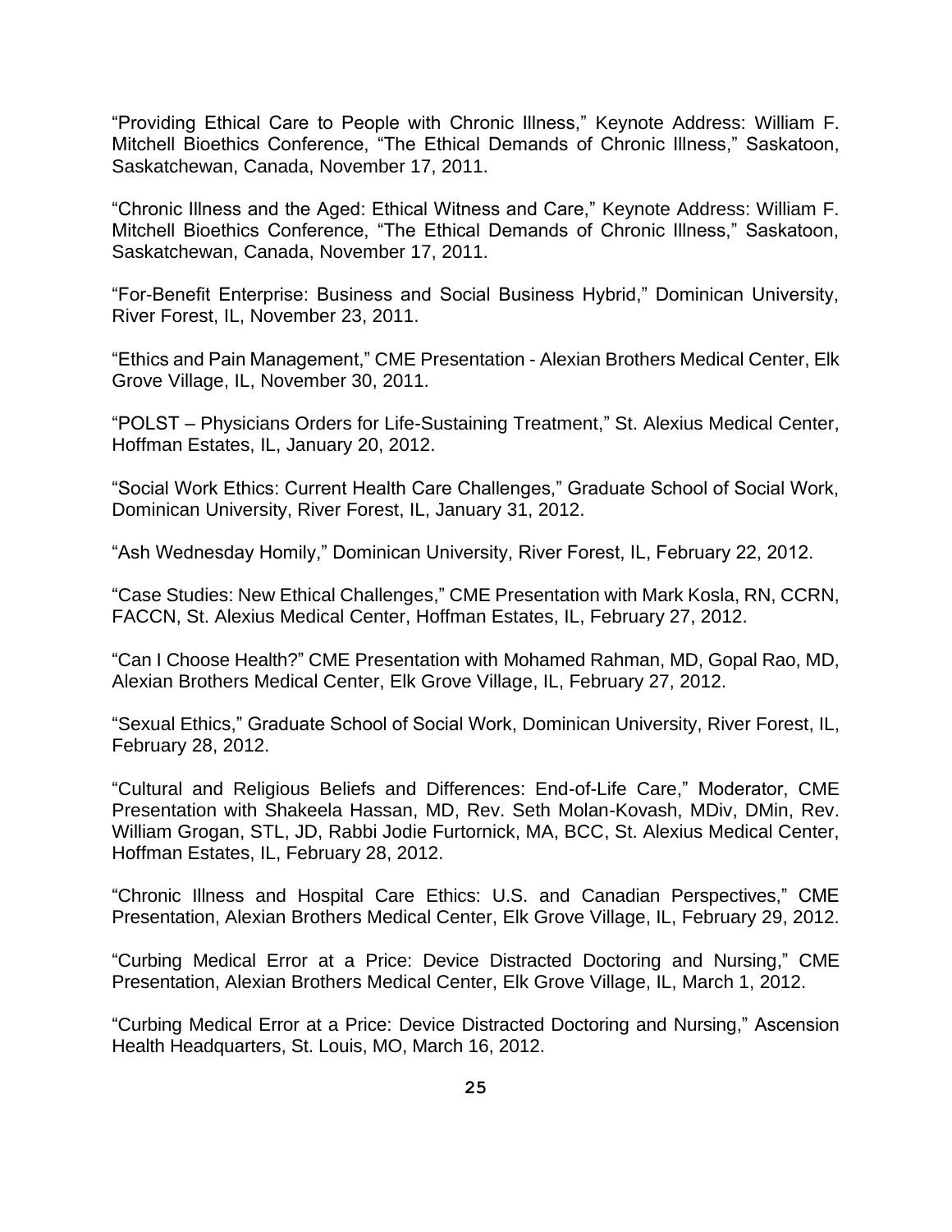"Providing Ethical Care to People with Chronic Illness," Keynote Address: William F. Mitchell Bioethics Conference, "The Ethical Demands of Chronic Illness," Saskatoon, Saskatchewan, Canada, November 17, 2011.

"Chronic Illness and the Aged: Ethical Witness and Care," Keynote Address: William F. Mitchell Bioethics Conference, "The Ethical Demands of Chronic Illness," Saskatoon, Saskatchewan, Canada, November 17, 2011.

"For-Benefit Enterprise: Business and Social Business Hybrid," Dominican University, River Forest, IL, November 23, 2011.

"Ethics and Pain Management," CME Presentation - Alexian Brothers Medical Center, Elk Grove Village, IL, November 30, 2011.

"POLST – Physicians Orders for Life-Sustaining Treatment," St. Alexius Medical Center, Hoffman Estates, IL, January 20, 2012.

"Social Work Ethics: Current Health Care Challenges," Graduate School of Social Work, Dominican University, River Forest, IL, January 31, 2012.

"Ash Wednesday Homily," Dominican University, River Forest, IL, February 22, 2012.

"Case Studies: New Ethical Challenges," CME Presentation with Mark Kosla, RN, CCRN, FACCN, St. Alexius Medical Center, Hoffman Estates, IL, February 27, 2012.

"Can I Choose Health?" CME Presentation with Mohamed Rahman, MD, Gopal Rao, MD, Alexian Brothers Medical Center, Elk Grove Village, IL, February 27, 2012.

"Sexual Ethics," Graduate School of Social Work, Dominican University, River Forest, IL, February 28, 2012.

"Cultural and Religious Beliefs and Differences: End-of-Life Care," Moderator, CME Presentation with Shakeela Hassan, MD, Rev. Seth Molan-Kovash, MDiv, DMin, Rev. William Grogan, STL, JD, Rabbi Jodie Furtornick, MA, BCC, St. Alexius Medical Center, Hoffman Estates, IL, February 28, 2012.

"Chronic Illness and Hospital Care Ethics: U.S. and Canadian Perspectives," CME Presentation, Alexian Brothers Medical Center, Elk Grove Village, IL, February 29, 2012.

"Curbing Medical Error at a Price: Device Distracted Doctoring and Nursing," CME Presentation, Alexian Brothers Medical Center, Elk Grove Village, IL, March 1, 2012.

"Curbing Medical Error at a Price: Device Distracted Doctoring and Nursing," Ascension Health Headquarters, St. Louis, MO, March 16, 2012.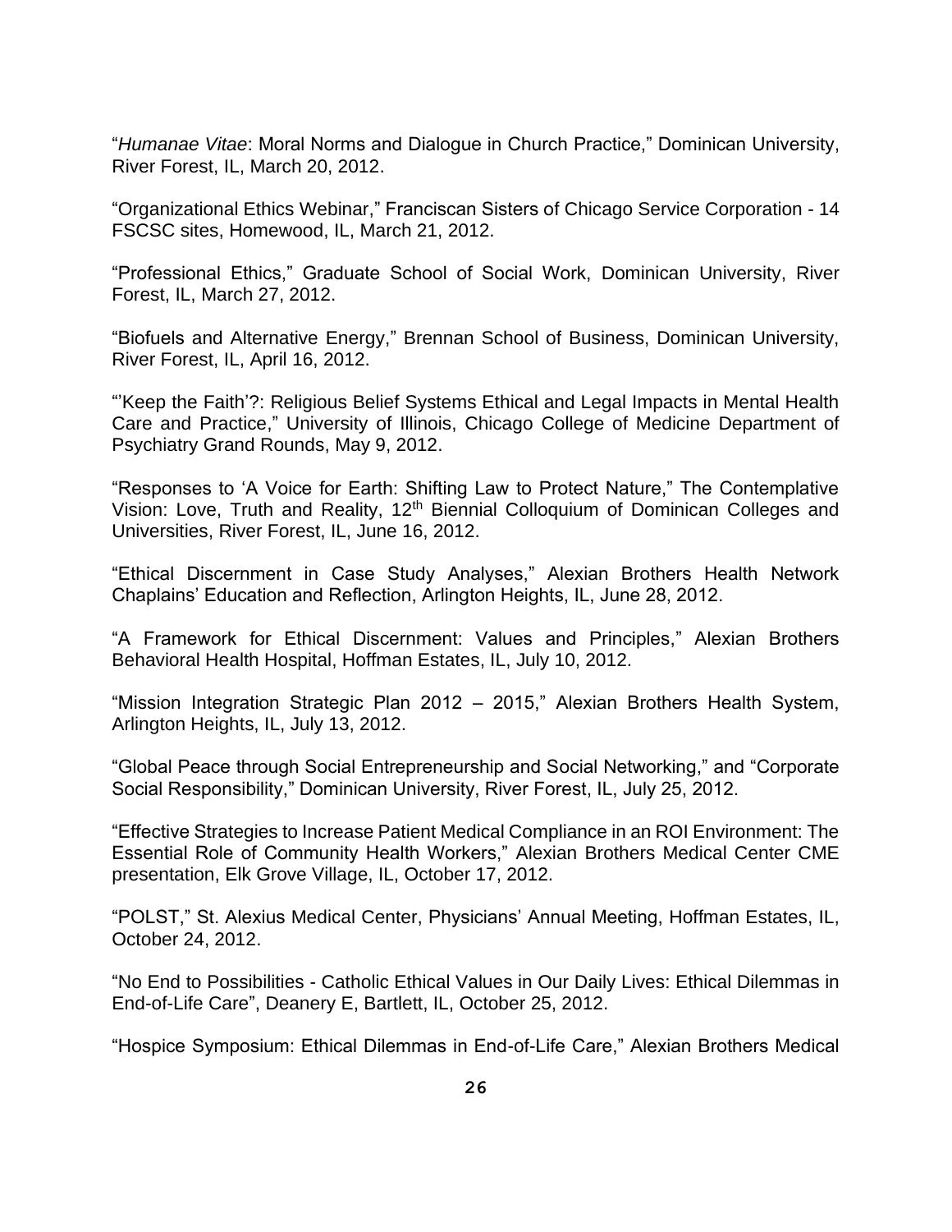"*Humanae Vitae*: Moral Norms and Dialogue in Church Practice," Dominican University, River Forest, IL, March 20, 2012.

"Organizational Ethics Webinar," Franciscan Sisters of Chicago Service Corporation - 14 FSCSC sites, Homewood, IL, March 21, 2012.

"Professional Ethics," Graduate School of Social Work, Dominican University, River Forest, IL, March 27, 2012.

"Biofuels and Alternative Energy," Brennan School of Business, Dominican University, River Forest, IL, April 16, 2012.

"'Keep the Faith'?: Religious Belief Systems Ethical and Legal Impacts in Mental Health Care and Practice," University of Illinois, Chicago College of Medicine Department of Psychiatry Grand Rounds, May 9, 2012.

"Responses to 'A Voice for Earth: Shifting Law to Protect Nature," The Contemplative Vision: Love, Truth and Reality, 12th Biennial Colloquium of Dominican Colleges and Universities, River Forest, IL, June 16, 2012.

"Ethical Discernment in Case Study Analyses," Alexian Brothers Health Network Chaplains' Education and Reflection, Arlington Heights, IL, June 28, 2012.

"A Framework for Ethical Discernment: Values and Principles," Alexian Brothers Behavioral Health Hospital, Hoffman Estates, IL, July 10, 2012.

"Mission Integration Strategic Plan 2012 – 2015," Alexian Brothers Health System, Arlington Heights, IL, July 13, 2012.

"Global Peace through Social Entrepreneurship and Social Networking," and "Corporate Social Responsibility," Dominican University, River Forest, IL, July 25, 2012.

"Effective Strategies to Increase Patient Medical Compliance in an ROI Environment: The Essential Role of Community Health Workers," Alexian Brothers Medical Center CME presentation, Elk Grove Village, IL, October 17, 2012.

"POLST," St. Alexius Medical Center, Physicians' Annual Meeting, Hoffman Estates, IL, October 24, 2012.

"No End to Possibilities - Catholic Ethical Values in Our Daily Lives: Ethical Dilemmas in End-of-Life Care", Deanery E, Bartlett, IL, October 25, 2012.

"Hospice Symposium: Ethical Dilemmas in End-of-Life Care," Alexian Brothers Medical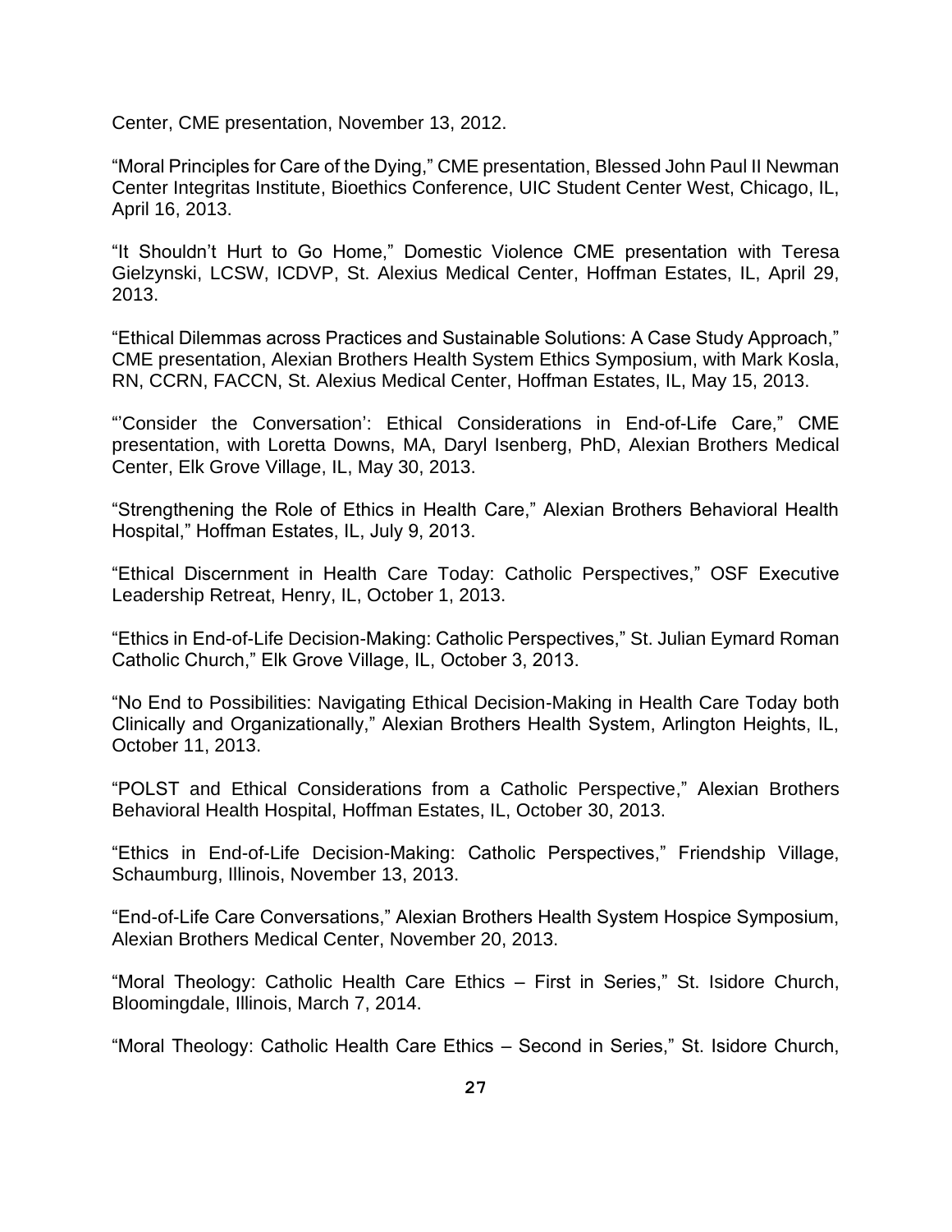Center, CME presentation, November 13, 2012.

"Moral Principles for Care of the Dying," CME presentation, Blessed John Paul II Newman Center Integritas Institute, Bioethics Conference, UIC Student Center West, Chicago, IL, April 16, 2013.

"It Shouldn't Hurt to Go Home," Domestic Violence CME presentation with Teresa Gielzynski, LCSW, ICDVP, St. Alexius Medical Center, Hoffman Estates, IL, April 29, 2013.

"Ethical Dilemmas across Practices and Sustainable Solutions: A Case Study Approach," CME presentation, Alexian Brothers Health System Ethics Symposium, with Mark Kosla, RN, CCRN, FACCN, St. Alexius Medical Center, Hoffman Estates, IL, May 15, 2013.

"'Consider the Conversation': Ethical Considerations in End-of-Life Care," CME presentation, with Loretta Downs, MA, Daryl Isenberg, PhD, Alexian Brothers Medical Center, Elk Grove Village, IL, May 30, 2013.

"Strengthening the Role of Ethics in Health Care," Alexian Brothers Behavioral Health Hospital," Hoffman Estates, IL, July 9, 2013.

"Ethical Discernment in Health Care Today: Catholic Perspectives," OSF Executive Leadership Retreat, Henry, IL, October 1, 2013.

"Ethics in End-of-Life Decision-Making: Catholic Perspectives," St. Julian Eymard Roman Catholic Church," Elk Grove Village, IL, October 3, 2013.

"No End to Possibilities: Navigating Ethical Decision-Making in Health Care Today both Clinically and Organizationally," Alexian Brothers Health System, Arlington Heights, IL, October 11, 2013.

"POLST and Ethical Considerations from a Catholic Perspective," Alexian Brothers Behavioral Health Hospital, Hoffman Estates, IL, October 30, 2013.

"Ethics in End-of-Life Decision-Making: Catholic Perspectives," Friendship Village, Schaumburg, Illinois, November 13, 2013.

"End-of-Life Care Conversations," Alexian Brothers Health System Hospice Symposium, Alexian Brothers Medical Center, November 20, 2013.

"Moral Theology: Catholic Health Care Ethics – First in Series," St. Isidore Church, Bloomingdale, Illinois, March 7, 2014.

"Moral Theology: Catholic Health Care Ethics – Second in Series," St. Isidore Church,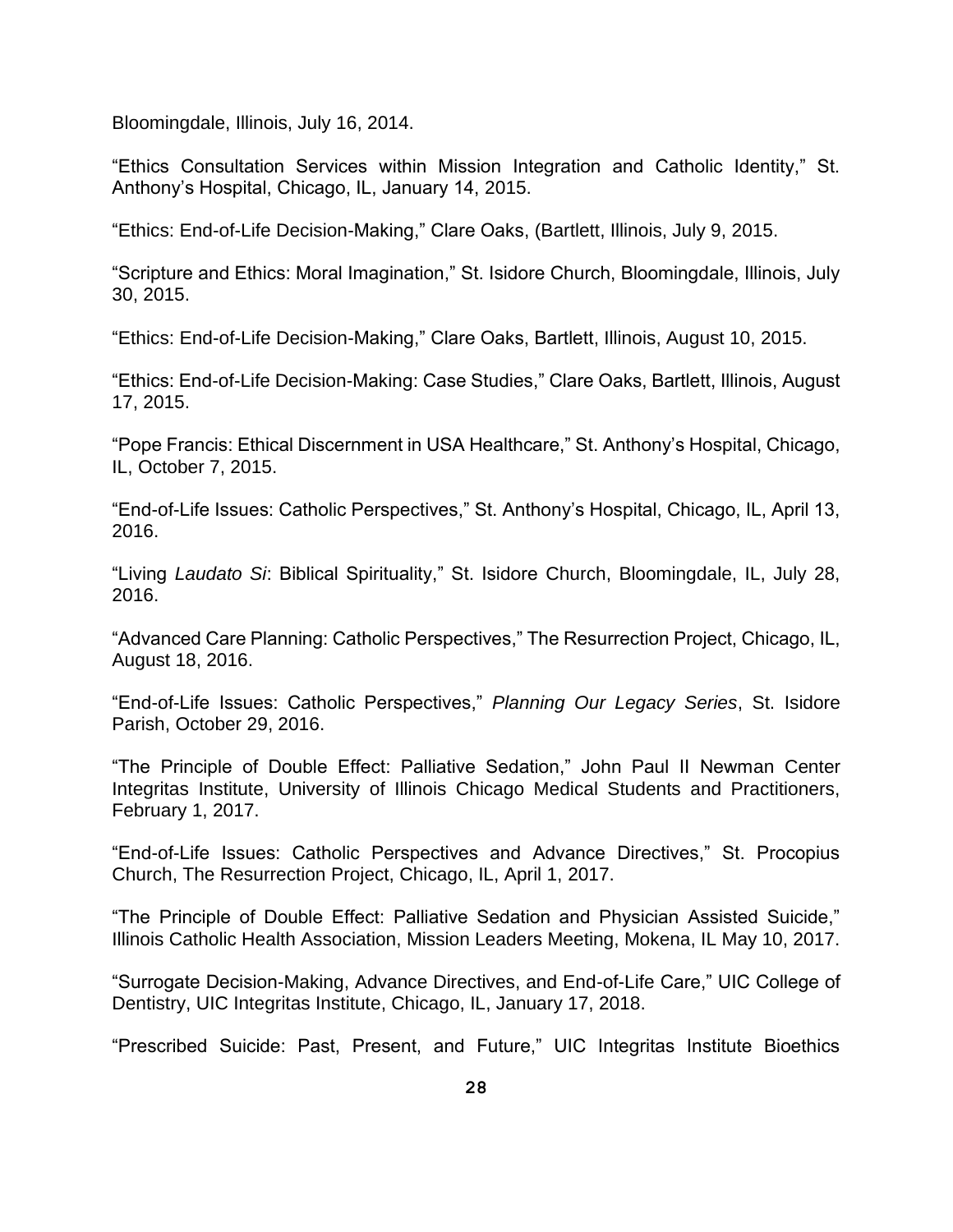Bloomingdale, Illinois, July 16, 2014.

"Ethics Consultation Services within Mission Integration and Catholic Identity," St. Anthony's Hospital, Chicago, IL, January 14, 2015.

"Ethics: End-of-Life Decision-Making," Clare Oaks, (Bartlett, Illinois, July 9, 2015.

"Scripture and Ethics: Moral Imagination," St. Isidore Church, Bloomingdale, Illinois, July 30, 2015.

"Ethics: End-of-Life Decision-Making," Clare Oaks, Bartlett, Illinois, August 10, 2015.

"Ethics: End-of-Life Decision-Making: Case Studies," Clare Oaks, Bartlett, Illinois, August 17, 2015.

"Pope Francis: Ethical Discernment in USA Healthcare," St. Anthony's Hospital, Chicago, IL, October 7, 2015.

"End-of-Life Issues: Catholic Perspectives," St. Anthony's Hospital, Chicago, IL, April 13, 2016.

"Living *Laudato Si*: Biblical Spirituality," St. Isidore Church, Bloomingdale, IL, July 28, 2016.

"Advanced Care Planning: Catholic Perspectives," The Resurrection Project, Chicago, IL, August 18, 2016.

"End-of-Life Issues: Catholic Perspectives," *Planning Our Legacy Series*, St. Isidore Parish, October 29, 2016.

"The Principle of Double Effect: Palliative Sedation," John Paul II Newman Center Integritas Institute, University of Illinois Chicago Medical Students and Practitioners, February 1, 2017.

"End-of-Life Issues: Catholic Perspectives and Advance Directives," St. Procopius Church, The Resurrection Project, Chicago, IL, April 1, 2017.

"The Principle of Double Effect: Palliative Sedation and Physician Assisted Suicide," Illinois Catholic Health Association, Mission Leaders Meeting, Mokena, IL May 10, 2017.

"Surrogate Decision-Making, Advance Directives, and End-of-Life Care," UIC College of Dentistry, UIC Integritas Institute, Chicago, IL, January 17, 2018.

"Prescribed Suicide: Past, Present, and Future," UIC Integritas Institute Bioethics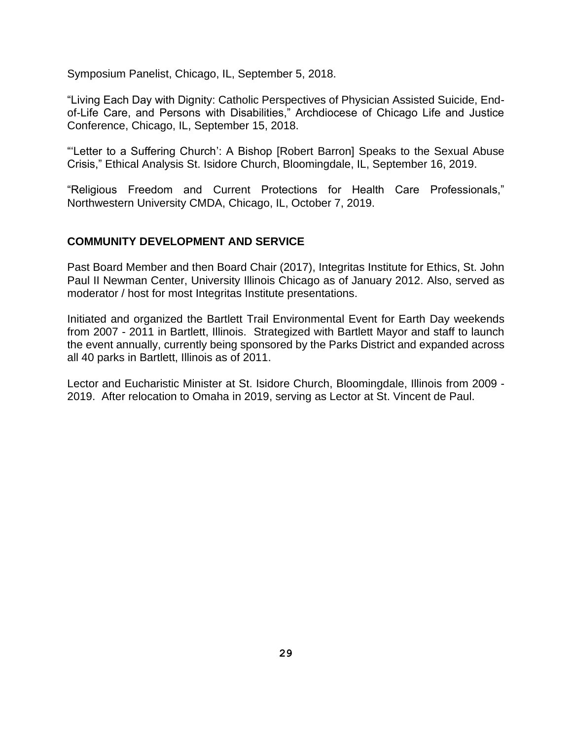Symposium Panelist, Chicago, IL, September 5, 2018.

"Living Each Day with Dignity: Catholic Perspectives of Physician Assisted Suicide, End-of-Life Care, and Persons with Disabilities," Archdiocese of Chicago Life and Justice Conference, Chicago, IL, September 15, 2018.

"'Letter to a Suffering Church': A Bishop [Robert Barron] Speaks to the Sexual Abuse Crisis," Ethical Analysis St. Isidore Church, Bloomingdale, IL, September 16, 2019.

"Religious Freedom and Current Protections for Health Care Professionals," Northwestern University CMDA, Chicago, IL, October 7, 2019.

## COMMUNITY DEVELOPMENT AND SERVICE

Past Board Member and then Board Chair (2017), Integritas Institute for Ethics, St. John Paul II Newman Center, University Illinois Chicago as of January 2012. Also, served as moderator / host for most Integritas Institute presentations.

Initiated and organized the Bartlett Trail Environmental Event for Earth Day weekends from 2007 - 2011 in Bartlett, Illinois. Strategized with Bartlett Mayor and staff to launch the event annually, currently being sponsored by the Parks District and expanded across all 40 parks in Bartlett, Illinois as of 2011.

Lector and Eucharistic Minister at St. Isidore Church, Bloomingdale, Illinois from 2009 - 2019. After relocation to Omaha in 2019, serving as Lector at St. Vincent de Paul.